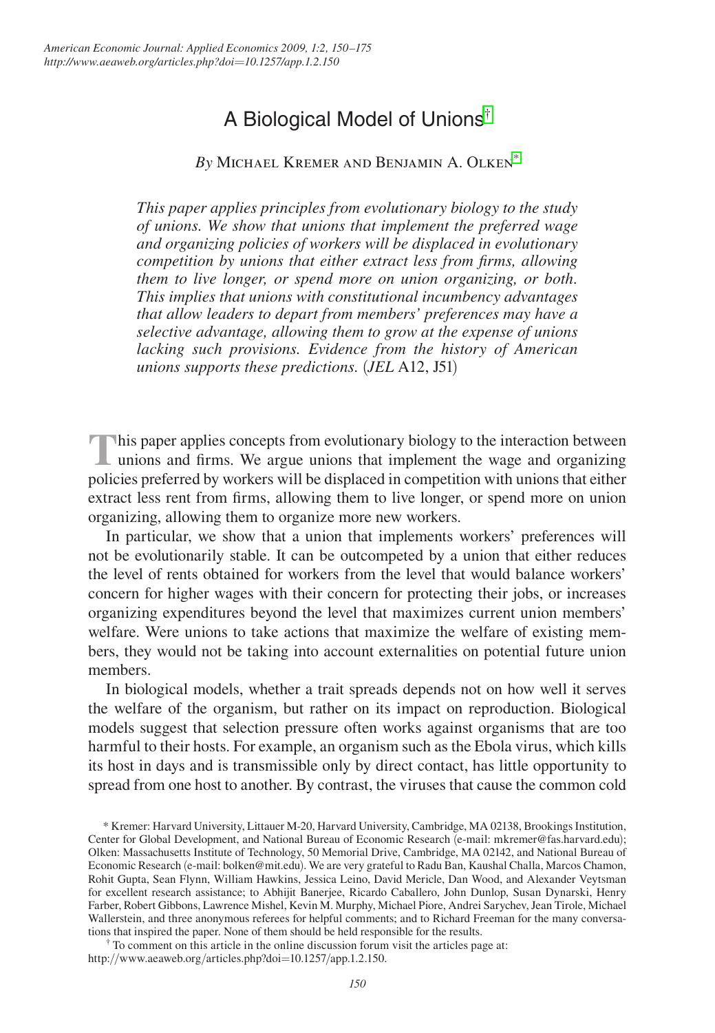# A Biological Model of Unions[†]

*By* Michael Kremer and Benjamin A. Olken[*]

*This paper applies principles from evolutionary biology to the study of unions. We show that unions that implement the preferred wage and organizing policies of workers will be displaced in evolutionary competition by unions that either extract less from firms, allowing them to live longer, or spend more on union organizing, or both. This implies that unions with constitutional incumbency advantages that allow leaders to depart from members' preferences may have a selective advantage, allowing them to grow at the expense of unions lacking such provisions. Evidence from the history of American unions supports these predictions.* (*JEL* A12, J51)

This paper applies concepts from evolutionary biology to the interaction between unions and firms. We argue unions that implement the wage and organizing policies preferred by workers will be displaced in competition with unions that either extract less rent from firms, allowing them to live longer, or spend more on union organizing, allowing them to organize more new workers.

In particular, we show that a union that implements workers' preferences will not be evolutionarily stable. It can be outcompeted by a union that either reduces the level of rents obtained for workers from the level that would balance workers' concern for higher wages with their concern for protecting their jobs, or increases organizing expenditures beyond the level that maximizes current union members' welfare. Were unions to take actions that maximize the welfare of existing members, they would not be taking into account externalities on potential future union members.

In biological models, whether a trait spreads depends not on how well it serves the welfare of the organism, but rather on its impact on reproduction. Biological models suggest that selection pressure often works against organisms that are too harmful to their hosts. For example, an organism such as the Ebola virus, which kills its host in days and is transmissible only by direct contact, has little opportunity to spread from one host to another. By contrast, the viruses that cause the common cold

[*] Kremer: Harvard University, Littauer M-20, Harvard University, Cambridge, MA 02138, Brookings Institution, Center for Global Development, and National Bureau of Economic Research (e-mail: mkremer@fas.harvard.edu); Olken: Massachusetts Institute of Technology, 50 Memorial Drive, Cambridge, MA 02142, and National Bureau of Economic Research (e-mail: bolken@mit.edu). We are very grateful to Radu Ban, Kaushal Challa, Marcos Chamon, Rohit Gupta, Sean Flynn, William Hawkins, Jessica Leino, David Mericle, Dan Wood, and Alexander Veytsman for excellent research assistance; to Abhijit Banerjee, Ricardo Caballero, John Dunlop, Susan Dynarski, Henry Farber, Robert Gibbons, Lawrence Mishel, Kevin M. Murphy, Michael Piore, Andrei Sarychev, Jean Tirole, Michael Wallerstein, and three anonymous referees for helpful comments; and to Richard Freeman for the many conversations that inspired the paper. None of them should be held responsible for the results.

[†] To comment on this article in the online discussion forum visit the articles page at: http://www.aeaweb.org/articles.php?doi=10.1257/app.1.2.150.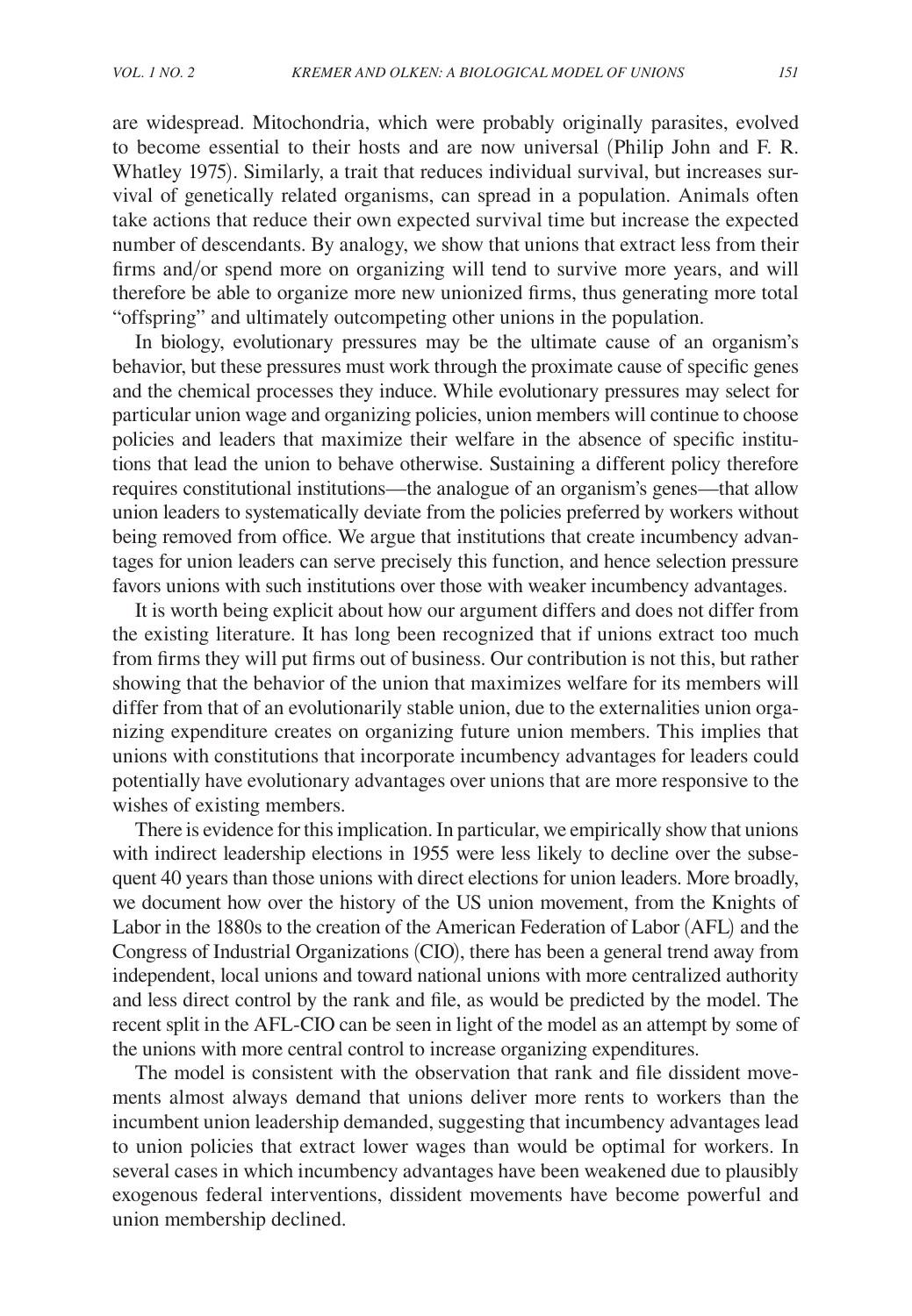are widespread. Mitochondria, which were probably originally parasites, evolved to become essential to their hosts and are now universal (Philip John and F. R. Whatley 1975). Similarly, a trait that reduces individual survival, but increases survival of genetically related organisms, can spread in a population. Animals often take actions that reduce their own expected survival time but increase the expected number of descendants. By analogy, we show that unions that extract less from their firms and/or spend more on organizing will tend to survive more years, and will therefore be able to organize more new unionized firms, thus generating more total "offspring" and ultimately outcompeting other unions in the population.

In biology, evolutionary pressures may be the ultimate cause of an organism's behavior, but these pressures must work through the proximate cause of specific genes and the chemical processes they induce. While evolutionary pressures may select for particular union wage and organizing policies, union members will continue to choose policies and leaders that maximize their welfare in the absence of specific institutions that lead the union to behave otherwise. Sustaining a different policy therefore requires constitutional institutions—the analogue of an organism's genes—that allow union leaders to systematically deviate from the policies preferred by workers without being removed from office. We argue that institutions that create incumbency advantages for union leaders can serve precisely this function, and hence selection pressure favors unions with such institutions over those with weaker incumbency advantages.

It is worth being explicit about how our argument differs and does not differ from the existing literature. It has long been recognized that if unions extract too much from firms they will put firms out of business. Our contribution is not this, but rather showing that the behavior of the union that maximizes welfare for its members will differ from that of an evolutionarily stable union, due to the externalities union organizing expenditure creates on organizing future union members. This implies that unions with constitutions that incorporate incumbency advantages for leaders could potentially have evolutionary advantages over unions that are more responsive to the wishes of existing members.

There is evidence for this implication. In particular, we empirically show that unions with indirect leadership elections in 1955 were less likely to decline over the subsequent 40 years than those unions with direct elections for union leaders. More broadly, we document how over the history of the US union movement, from the Knights of Labor in the 1880s to the creation of the American Federation of Labor (AFL) and the Congress of Industrial Organizations (CIO), there has been a general trend away from independent, local unions and toward national unions with more centralized authority and less direct control by the rank and file, as would be predicted by the model. The recent split in the AFL-CIO can be seen in light of the model as an attempt by some of the unions with more central control to increase organizing expenditures.

The model is consistent with the observation that rank and file dissident movements almost always demand that unions deliver more rents to workers than the incumbent union leadership demanded, suggesting that incumbency advantages lead to union policies that extract lower wages than would be optimal for workers. In several cases in which incumbency advantages have been weakened due to plausibly exogenous federal interventions, dissident movements have become powerful and union membership declined.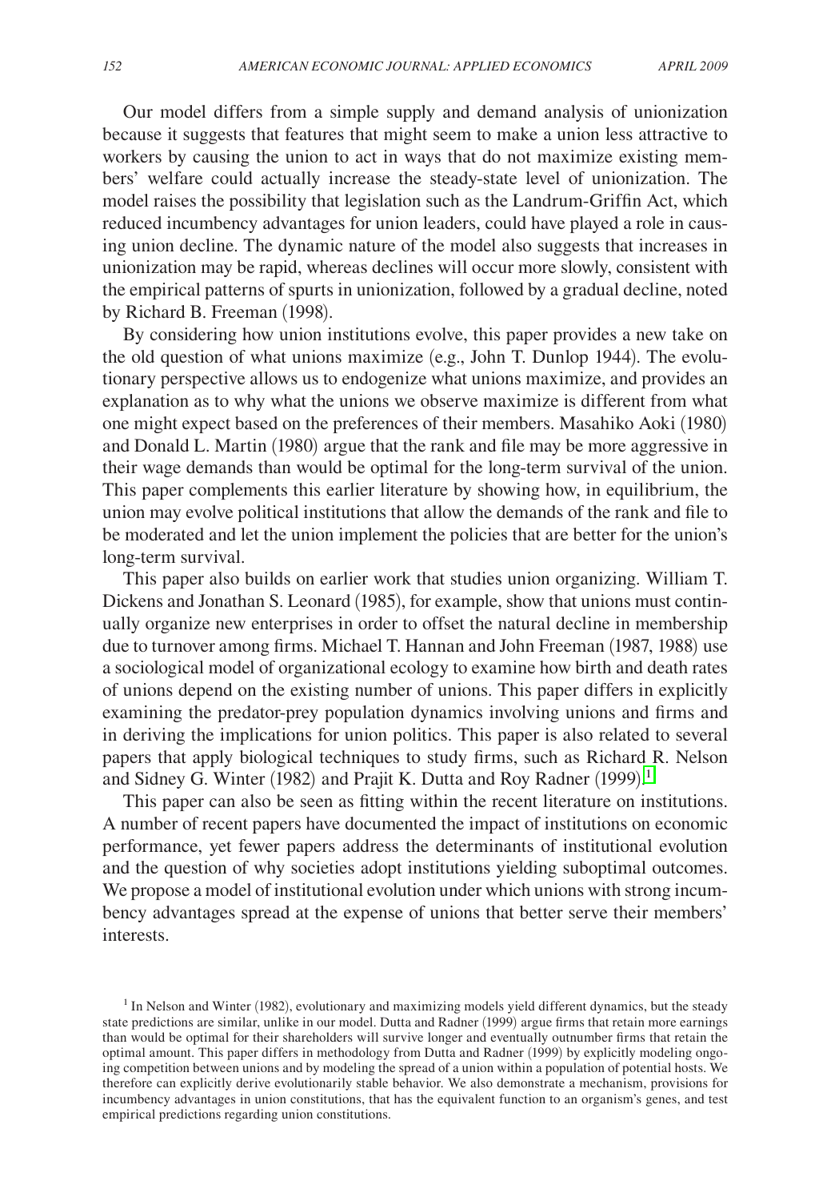Our model differs from a simple supply and demand analysis of unionization because it suggests that features that might seem to make a union less attractive to workers by causing the union to act in ways that do not maximize existing members' welfare could actually increase the steady-state level of unionization. The model raises the possibility that legislation such as the Landrum-Griffin Act, which reduced incumbency advantages for union leaders, could have played a role in causing union decline. The dynamic nature of the model also suggests that increases in unionization may be rapid, whereas declines will occur more slowly, consistent with the empirical patterns of spurts in unionization, followed by a gradual decline, noted by Richard B. Freeman (1998).

By considering how union institutions evolve, this paper provides a new take on the old question of what unions maximize (e.g., John T. Dunlop 1944). The evolutionary perspective allows us to endogenize what unions maximize, and provides an explanation as to why what the unions we observe maximize is different from what one might expect based on the preferences of their members. Masahiko Aoki (1980) and Donald L. Martin (1980) argue that the rank and file may be more aggressive in their wage demands than would be optimal for the long-term survival of the union. This paper complements this earlier literature by showing how, in equilibrium, the union may evolve political institutions that allow the demands of the rank and file to be moderated and let the union implement the policies that are better for the union's long-term survival.

This paper also builds on earlier work that studies union organizing. William T. Dickens and Jonathan S. Leonard (1985), for example, show that unions must continually organize new enterprises in order to offset the natural decline in membership due to turnover among firms. Michael T. Hannan and John Freeman (1987, 1988) use a sociological model of organizational ecology to examine how birth and death rates of unions depend on the existing number of unions. This paper differs in explicitly examining the predator-prey population dynamics involving unions and firms and in deriving the implications for union politics. This paper is also related to several papers that apply biological techniques to study firms, such as Richard R. Nelson and Sidney G. Winter (1982) and Prajit K. Dutta and Roy Radner (1999).[1]

This paper can also be seen as fitting within the recent literature on institutions. A number of recent papers have documented the impact of institutions on economic performance, yet fewer papers address the determinants of institutional evolution and the question of why societies adopt institutions yielding suboptimal outcomes. We propose a model of institutional evolution under which unions with strong incumbency advantages spread at the expense of unions that better serve their members' interests.

[1] In Nelson and Winter (1982), evolutionary and maximizing models yield different dynamics, but the steady state predictions are similar, unlike in our model. Dutta and Radner (1999) argue firms that retain more earnings than would be optimal for their shareholders will survive longer and eventually outnumber firms that retain the optimal amount. This paper differs in methodology from Dutta and Radner (1999) by explicitly modeling ongoing competition between unions and by modeling the spread of a union within a population of potential hosts. We therefore can explicitly derive evolutionarily stable behavior. We also demonstrate a mechanism, provisions for incumbency advantages in union constitutions, that has the equivalent function to an organism's genes, and test empirical predictions regarding union constitutions.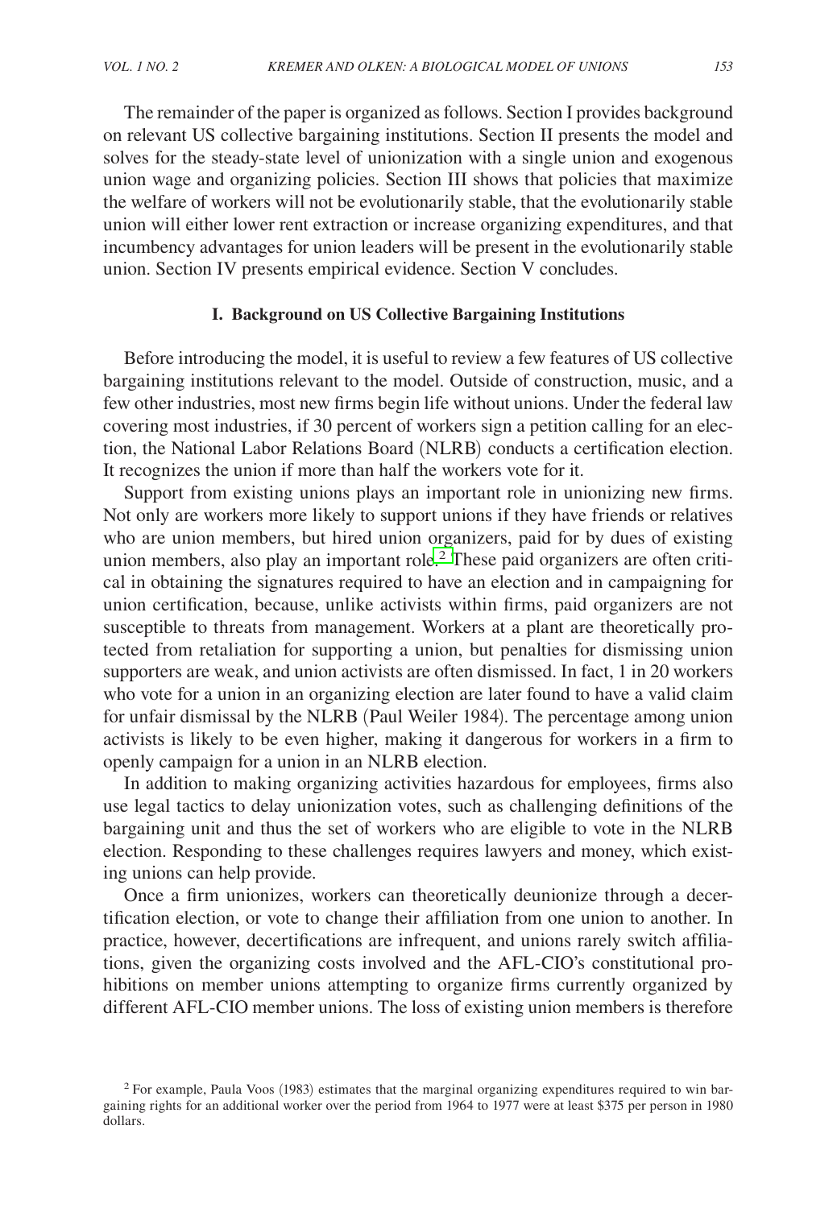The remainder of the paper is organized as follows. Section I provides background on relevant US collective bargaining institutions. Section II presents the model and solves for the steady-state level of unionization with a single union and exogenous union wage and organizing policies. Section III shows that policies that maximize the welfare of workers will not be evolutionarily stable, that the evolutionarily stable union will either lower rent extraction or increase organizing expenditures, and that incumbency advantages for union leaders will be present in the evolutionarily stable union. Section IV presents empirical evidence. Section V concludes.

## I. Background on US Collective Bargaining Institutions

Before introducing the model, it is useful to review a few features of US collective bargaining institutions relevant to the model. Outside of construction, music, and a few other industries, most new firms begin life without unions. Under the federal law covering most industries, if 30 percent of workers sign a petition calling for an election, the National Labor Relations Board (NLRB) conducts a certification election. It recognizes the union if more than half the workers vote for it.

Support from existing unions plays an important role in unionizing new firms. Not only are workers more likely to support unions if they have friends or relatives who are union members, but hired union organizers, paid for by dues of existing union members, also play an important role.[2] These paid organizers are often critical in obtaining the signatures required to have an election and in campaigning for union certification, because, unlike activists within firms, paid organizers are not susceptible to threats from management. Workers at a plant are theoretically protected from retaliation for supporting a union, but penalties for dismissing union supporters are weak, and union activists are often dismissed. In fact, 1 in 20 workers who vote for a union in an organizing election are later found to have a valid claim for unfair dismissal by the NLRB (Paul Weiler 1984). The percentage among union activists is likely to be even higher, making it dangerous for workers in a firm to openly campaign for a union in an NLRB election.

In addition to making organizing activities hazardous for employees, firms also use legal tactics to delay unionization votes, such as challenging definitions of the bargaining unit and thus the set of workers who are eligible to vote in the NLRB election. Responding to these challenges requires lawyers and money, which existing unions can help provide.

Once a firm unionizes, workers can theoretically deunionize through a decertification election, or vote to change their affiliation from one union to another. In practice, however, decertifications are infrequent, and unions rarely switch affiliations, given the organizing costs involved and the AFL-CIO's constitutional prohibitions on member unions attempting to organize firms currently organized by different AFL-CIO member unions. The loss of existing union members is therefore

[2] For example, Paula Voos (1983) estimates that the marginal organizing expenditures required to win bargaining rights for an additional worker over the period from 1964 to 1977 were at least $375 per person in 1980 dollars.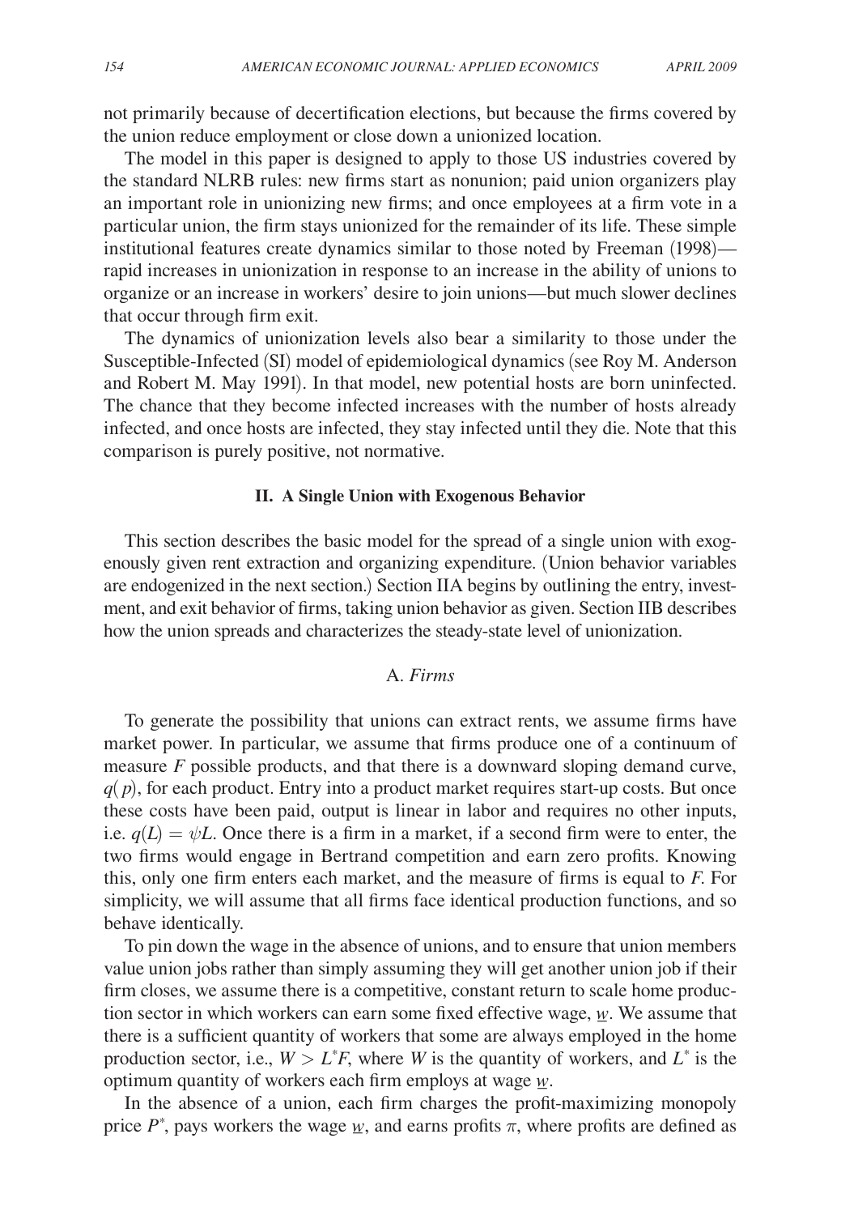not primarily because of decertification elections, but because the firms covered by the union reduce employment or close down a unionized location.

The model in this paper is designed to apply to those US industries covered by the standard NLRB rules: new firms start as nonunion; paid union organizers play an important role in unionizing new firms; and once employees at a firm vote in a particular union, the firm stays unionized for the remainder of its life. These simple institutional features create dynamics similar to those noted by Freeman (1998)—rapid increases in unionization in response to an increase in the ability of unions to organize or an increase in workers' desire to join unions—but much slower declines that occur through firm exit.

The dynamics of unionization levels also bear a similarity to those under the Susceptible-Infected (SI) model of epidemiological dynamics (see Roy M. Anderson and Robert M. May 1991). In that model, new potential hosts are born uninfected. The chance that they become infected increases with the number of hosts already infected, and once hosts are infected, they stay infected until they die. Note that this comparison is purely positive, not normative.

## II. A Single Union with Exogenous Behavior

This section describes the basic model for the spread of a single union with exogenously given rent extraction and organizing expenditure. (Union behavior variables are endogenized in the next section.) Section IIA begins by outlining the entry, investment, and exit behavior of firms, taking union behavior as given. Section IIB describes how the union spreads and characterizes the steady-state level of unionization.

### A. *Firms*

To generate the possibility that unions can extract rents, we assume firms have market power. In particular, we assume that firms produce one of a continuum of measure $F$ possible products, and that there is a downward sloping demand curve, $q(p)$, for each product. Entry into a product market requires start-up costs. But once these costs have been paid, output is linear in labor and requires no other inputs, i.e. $q(L) = \psi L$. Once there is a firm in a market, if a second firm were to enter, the two firms would engage in Bertrand competition and earn zero profits. Knowing this, only one firm enters each market, and the measure of firms is equal to $F$. For simplicity, we will assume that all firms face identical production functions, and so behave identically.

To pin down the wage in the absence of unions, and to ensure that union members value union jobs rather than simply assuming they will get another union job if their firm closes, we assume there is a competitive, constant return to scale home production sector in which workers can earn some fixed effective wage, $\underline{w}$. We assume that there is a sufficient quantity of workers that some are always employed in the home production sector, i.e., $W > L^{*}F$, where $W$ is the quantity of workers, and $L^{*}$ is the optimum quantity of workers each firm employs at wage $\underline{w}$.

In the absence of a union, each firm charges the profit-maximizing monopoly price $P^{*}$, pays workers the wage $\underline{w}$, and earns profits $\pi$, where profits are defined as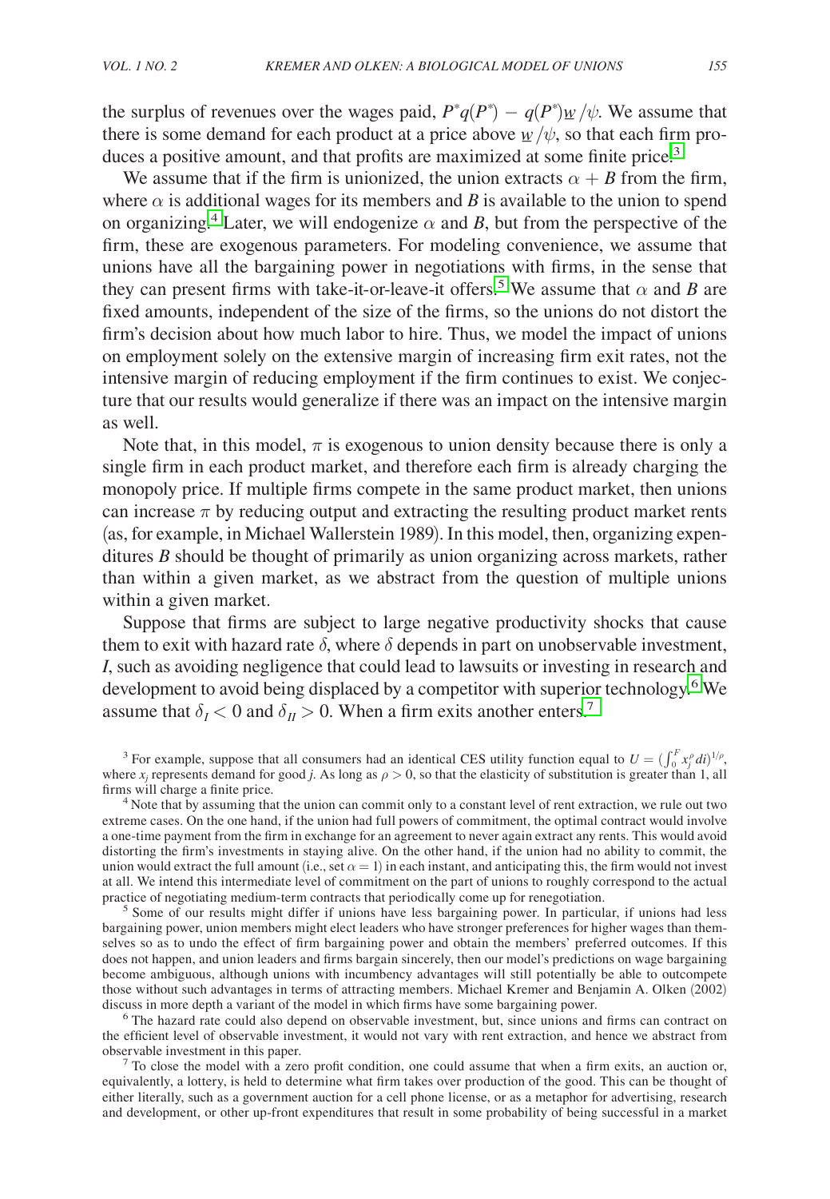the surplus of revenues over the wages paid, $P^*q(P^*) - q(P^*)\underline{w}/\psi$. We assume that there is some demand for each product at a price above $\underline{w}/\psi$, so that each firm produces a positive amount, and that profits are maximized at some finite price.[3]

We assume that if the firm is unionized, the union extracts $\alpha + B$ from the firm, where $\alpha$ is additional wages for its members and $B$ is available to the union to spend on organizing.[4] Later, we will endogenize $\alpha$ and $B$, but from the perspective of the firm, these are exogenous parameters. For modeling convenience, we assume that unions have all the bargaining power in negotiations with firms, in the sense that they can present firms with take-it-or-leave-it offers.[5] We assume that $\alpha$ and $B$ are fixed amounts, independent of the size of the firms, so the unions do not distort the firm's decision about how much labor to hire. Thus, we model the impact of unions on employment solely on the extensive margin of increasing firm exit rates, not the intensive margin of reducing employment if the firm continues to exist. We conjecture that our results would generalize if there was an impact on the intensive margin as well.

Note that, in this model, $\pi$ is exogenous to union density because there is only a single firm in each product market, and therefore each firm is already charging the monopoly price. If multiple firms compete in the same product market, then unions can increase $\pi$ by reducing output and extracting the resulting product market rents (as, for example, in Michael Wallerstein 1989). In this model, then, organizing expenditures $B$ should be thought of primarily as union organizing across markets, rather than within a given market, as we abstract from the question of multiple unions within a given market.

Suppose that firms are subject to large negative productivity shocks that cause them to exit with hazard rate $\delta$, where $\delta$ depends in part on unobservable investment, $I$, such as avoiding negligence that could lead to lawsuits or investing in research and development to avoid being displaced by a competitor with superior technology.[6] We assume that $\delta_I < 0$ and $\delta_{II} > 0$. When a firm exits another enters.[7]

[3] For example, suppose that all consumers had an identical CES utility function equal to $U = (\int_0^F x_j^\rho di)^{1/\rho}$, where $x_j$ represents demand for good $j$. As long as $\rho > 0$, so that the elasticity of substitution is greater than 1, all firms will charge a finite price.

[4] Note that by assuming that the union can commit only to a constant level of rent extraction, we rule out two extreme cases. On the one hand, if the union had full powers of commitment, the optimal contract would involve a one-time payment from the firm in exchange for an agreement to never again extract any rents. This would avoid distorting the firm's investments in staying alive. On the other hand, if the union had no ability to commit, the union would extract the full amount (i.e., set $\alpha = 1$) in each instant, and anticipating this, the firm would not invest at all. We intend this intermediate level of commitment on the part of unions to roughly correspond to the actual practice of negotiating medium-term contracts that periodically come up for renegotiation.

[5] Some of our results might differ if unions have less bargaining power. In particular, if unions had less bargaining power, union members might elect leaders who have stronger preferences for higher wages than themselves so as to undo the effect of firm bargaining power and obtain the members' preferred outcomes. If this does not happen, and union leaders and firms bargain sincerely, then our model's predictions on wage bargaining become ambiguous, although unions with incumbency advantages will still potentially be able to outcompete those without such advantages in terms of attracting members. Michael Kremer and Benjamin A. Olken (2002) discuss in more depth a variant of the model in which firms have some bargaining power.

[6] The hazard rate could also depend on observable investment, but, since unions and firms can contract on the efficient level of observable investment, it would not vary with rent extraction, and hence we abstract from observable investment in this paper.

[7] To close the model with a zero profit condition, one could assume that when a firm exits, an auction or, equivalently, a lottery, is held to determine what firm takes over production of the good. This can be thought of either literally, such as a government auction for a cell phone license, or as a metaphor for advertising, research and development, or other up-front expenditures that result in some probability of being successful in a market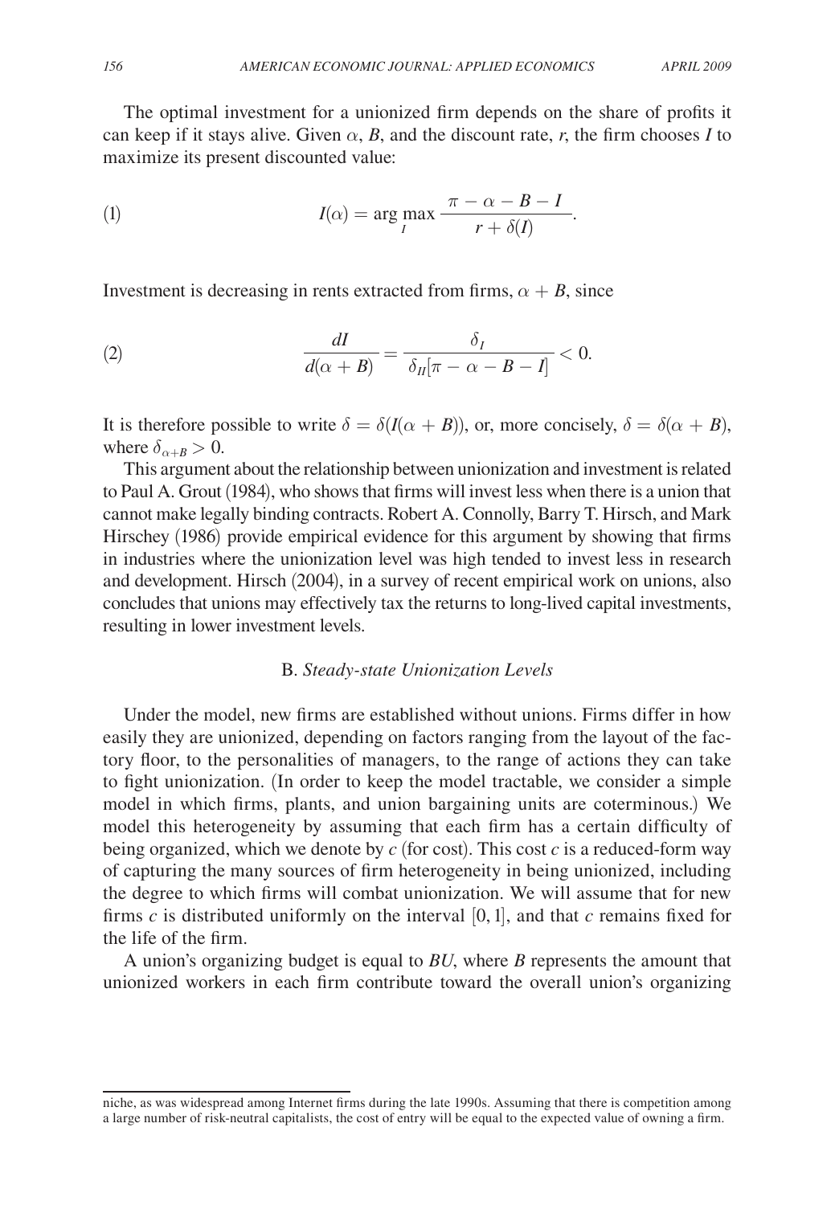The optimal investment for a unionized firm depends on the share of profits it can keep if it stays alive. Given $\alpha$, $B$, and the discount rate, $r$, the firm chooses $I$ to maximize its present discounted value:

$$I(\alpha) = \arg\max_{I} \frac{\pi - \alpha - B - I}{r + \delta(I)}. \tag{1}$$

Investment is decreasing in rents extracted from firms, $\alpha + B$, since

$$\frac{dI}{d(\alpha + B)} = \frac{\delta_I}{\delta_{II}[\pi - \alpha - B - I]} < 0. \tag{2}$$

It is therefore possible to write $\delta = \delta(I(\alpha + B))$, or, more concisely, $\delta = \delta(\alpha + B)$, where $\delta_{\alpha+B} > 0$.

This argument about the relationship between unionization and investment is related to Paul A. Grout (1984), who shows that firms will invest less when there is a union that cannot make legally binding contracts. Robert A. Connolly, Barry T. Hirsch, and Mark Hirschey (1986) provide empirical evidence for this argument by showing that firms in industries where the unionization level was high tended to invest less in research and development. Hirsch (2004), in a survey of recent empirical work on unions, also concludes that unions may effectively tax the returns to long-lived capital investments, resulting in lower investment levels.

### B. *Steady-state Unionization Levels*

Under the model, new firms are established without unions. Firms differ in how easily they are unionized, depending on factors ranging from the layout of the factory floor, to the personalities of managers, to the range of actions they can take to fight unionization. (In order to keep the model tractable, we consider a simple model in which firms, plants, and union bargaining units are coterminous.) We model this heterogeneity by assuming that each firm has a certain difficulty of being organized, which we denote by $c$ (for cost). This cost $c$ is a reduced-form way of capturing the many sources of firm heterogeneity in being unionized, including the degree to which firms will combat unionization. We will assume that for new firms $c$ is distributed uniformly on the interval $[0, 1]$, and that $c$ remains fixed for the life of the firm.

A union's organizing budget is equal to $BU$, where $B$ represents the amount that unionized workers in each firm contribute toward the overall union's organizing

niche, as was widespread among Internet firms during the late 1990s. Assuming that there is competition among a large number of risk-neutral capitalists, the cost of entry will be equal to the expected value of owning a firm.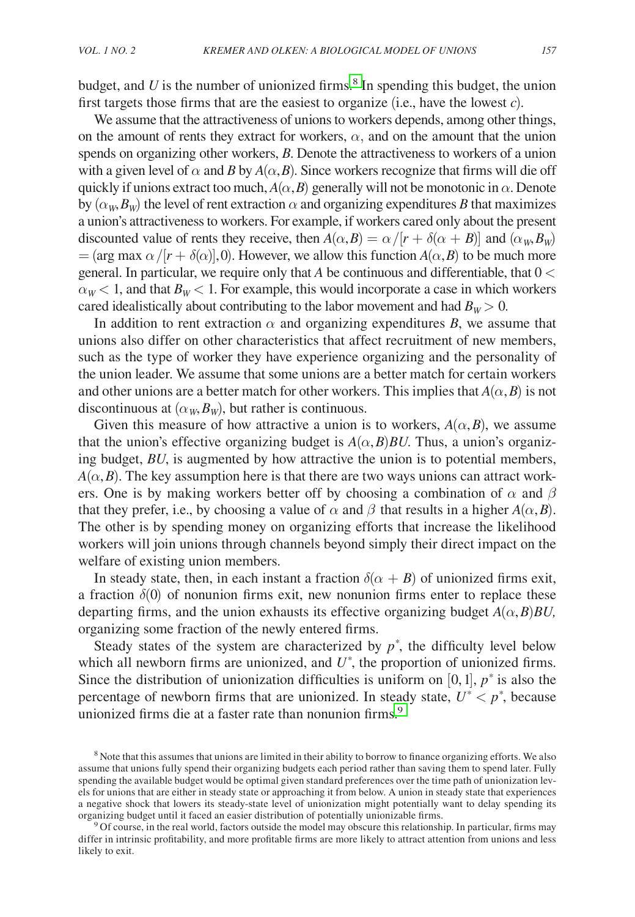budget, and $U$ is the number of unionized firms.[8] In spending this budget, the union first targets those firms that are the easiest to organize (i.e., have the lowest $c$).

We assume that the attractiveness of unions to workers depends, among other things, on the amount of rents they extract for workers, $\alpha$, and on the amount that the union spends on organizing other workers, $B$. Denote the attractiveness to workers of a union with a given level of $\alpha$ and $B$ by $A(\alpha, B)$. Since workers recognize that firms will die off quickly if unions extract too much, $A(\alpha, B)$ generally will not be monotonic in $\alpha$. Denote by $(\alpha_W, B_W)$ the level of rent extraction $\alpha$ and organizing expenditures $B$ that maximizes a union's attractiveness to workers. For example, if workers cared only about the present discounted value of rents they receive, then $A(\alpha, B) = \alpha / [r + \delta(\alpha + B)]$ and $(\alpha_W, B_W) = (\arg\max \alpha/[r + \delta(\alpha)], 0)$. However, we allow this function $A(\alpha, B)$ to be much more general. In particular, we require only that $A$ be continuous and differentiable, that $0 < \alpha_W < 1$, and that $B_W < 1$. For example, this would incorporate a case in which workers cared idealistically about contributing to the labor movement and had $B_W > 0$.

In addition to rent extraction $\alpha$ and organizing expenditures $B$, we assume that unions also differ on other characteristics that affect recruitment of new members, such as the type of worker they have experience organizing and the personality of the union leader. We assume that some unions are a better match for certain workers and other unions are a better match for other workers. This implies that $A(\alpha, B)$ is not discontinuous at $(\alpha_W, B_W)$, but rather is continuous.

Given this measure of how attractive a union is to workers, $A(\alpha, B)$, we assume that the union's effective organizing budget is $A(\alpha, B)BU$. Thus, a union's organizing budget, $BU$, is augmented by how attractive the union is to potential members, $A(\alpha, B)$. The key assumption here is that there are two ways unions can attract workers. One is by making workers better off by choosing a combination of $\alpha$ and $\beta$ that they prefer, i.e., by choosing a value of $\alpha$ and $\beta$ that results in a higher $A(\alpha, B)$. The other is by spending money on organizing efforts that increase the likelihood workers will join unions through channels beyond simply their direct impact on the welfare of existing union members.

In steady state, then, in each instant a fraction $\delta(\alpha + B)$ of unionized firms exit, a fraction $\delta(0)$ of nonunion firms exit, new nonunion firms enter to replace these departing firms, and the union exhausts its effective organizing budget $A(\alpha, B)BU$, organizing some fraction of the newly entered firms.

Steady states of the system are characterized by $p^*$, the difficulty level below which all newborn firms are unionized, and $U^*$, the proportion of unionized firms. Since the distribution of unionization difficulties is uniform on $[0, 1]$, $p^*$ is also the percentage of newborn firms that are unionized. In steady state, $U^* < p^*$, because unionized firms die at a faster rate than nonunion firms.[9]

[8] Note that this assumes that unions are limited in their ability to borrow to finance organizing efforts. We also assume that unions fully spend their organizing budgets each period rather than saving them to spend later. Fully spending the available budget would be optimal given standard preferences over the time path of unionization levels for unions that are either in steady state or approaching it from below. A union in steady state that experiences a negative shock that lowers its steady-state level of unionization might potentially want to delay spending its organizing budget until it faced an easier distribution of potentially unionizable firms.

[9] Of course, in the real world, factors outside the model may obscure this relationship. In particular, firms may differ in intrinsic profitability, and more profitable firms are more likely to attract attention from unions and less likely to exit.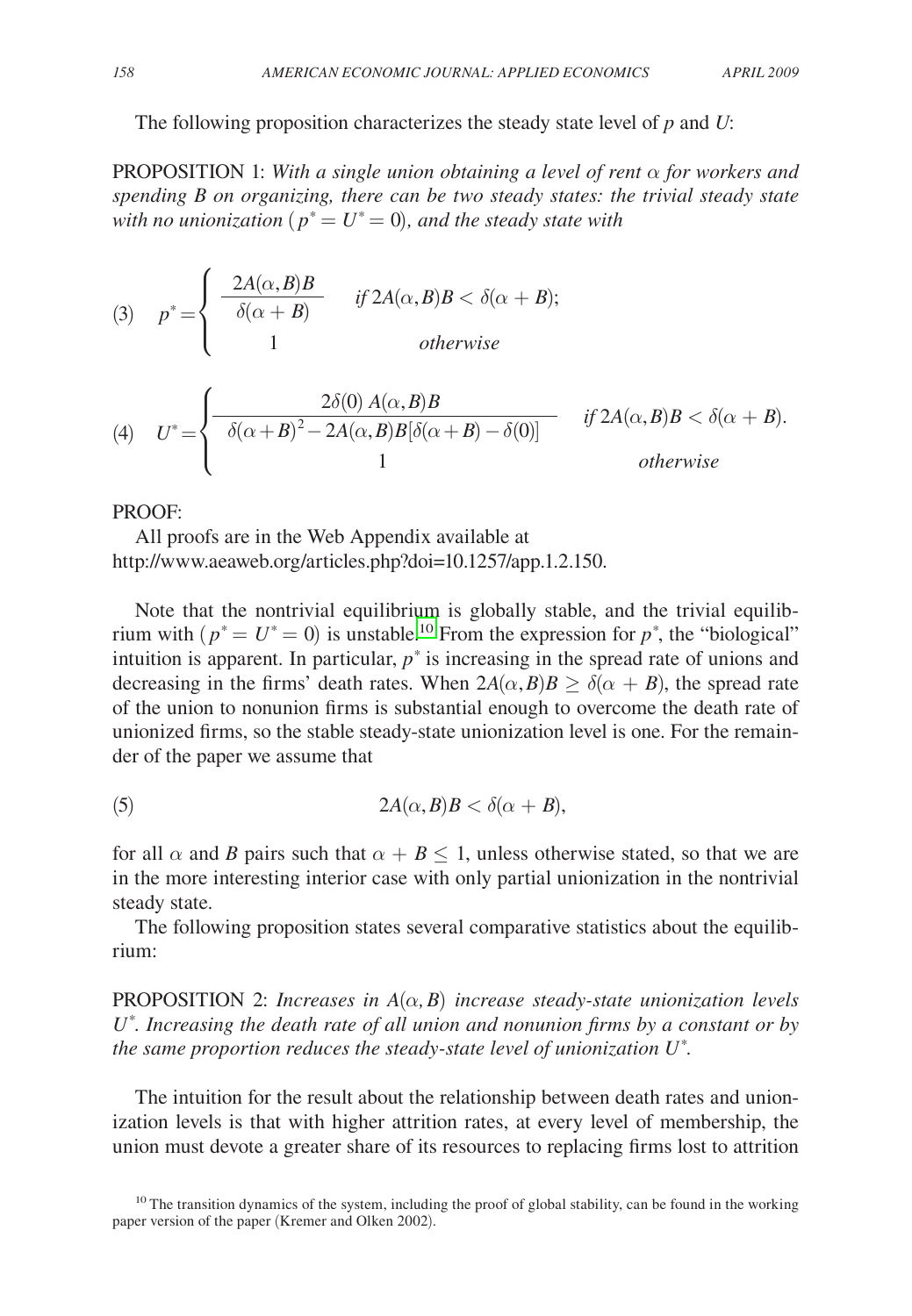The following proposition characterizes the steady state level of $p$ and $U$:

PROPOSITION 1: *With a single union obtaining a level of rent $\alpha$ for workers and spending $B$ on organizing, there can be two steady states: the trivial steady state with no unionization ($p^* = U^* = 0$), and the steady state with*

$$
(3) \quad p^* = \begin{cases} \dfrac{2A(\alpha, B)B}{\delta(\alpha + B)} & \text{if } 2A(\alpha, B)B < \delta(\alpha + B); \\ 1 & \text{otherwise} \end{cases}
$$

$$
(4) \quad U^* = \begin{cases} \dfrac{2\delta(0)\, A(\alpha, B)B}{\delta(\alpha + B)^2 - 2A(\alpha, B)B[\delta(\alpha + B) - \delta(0)]} & \text{if } 2A(\alpha, B)B < \delta(\alpha + B). \\ 1 & \text{otherwise} \end{cases}
$$

PROOF:

All proofs are in the Web Appendix available at http://www.aeaweb.org/articles.php?doi=10.1257/app.1.2.150.

Note that the nontrivial equilibrium is globally stable, and the trivial equilibrium with ($p^* = U^* = 0$) is unstable.[10] From the expression for $p^*$, the "biological" intuition is apparent. In particular, $p^*$ is increasing in the spread rate of unions and decreasing in the firms' death rates. When $2A(\alpha, B)B \geq \delta(\alpha + B)$, the spread rate of the union to nonunion firms is substantial enough to overcome the death rate of unionized firms, so the stable steady-state unionization level is one. For the remainder of the paper we assume that

$$
(5) \quad 2A(\alpha, B)B < \delta(\alpha + B),
$$

for all $\alpha$ and $B$ pairs such that $\alpha + B \leq 1$, unless otherwise stated, so that we are in the more interesting interior case with only partial unionization in the nontrivial steady state.

The following proposition states several comparative statistics about the equilibrium:

PROPOSITION 2: *Increases in $A(\alpha, B)$ increase steady-state unionization levels $U^*$. Increasing the death rate of all union and nonunion firms by a constant or by the same proportion reduces the steady-state level of unionization $U^*$.*

The intuition for the result about the relationship between death rates and unionization levels is that with higher attrition rates, at every level of membership, the union must devote a greater share of its resources to replacing firms lost to attrition

[10] The transition dynamics of the system, including the proof of global stability, can be found in the working paper version of the paper (Kremer and Olken 2002).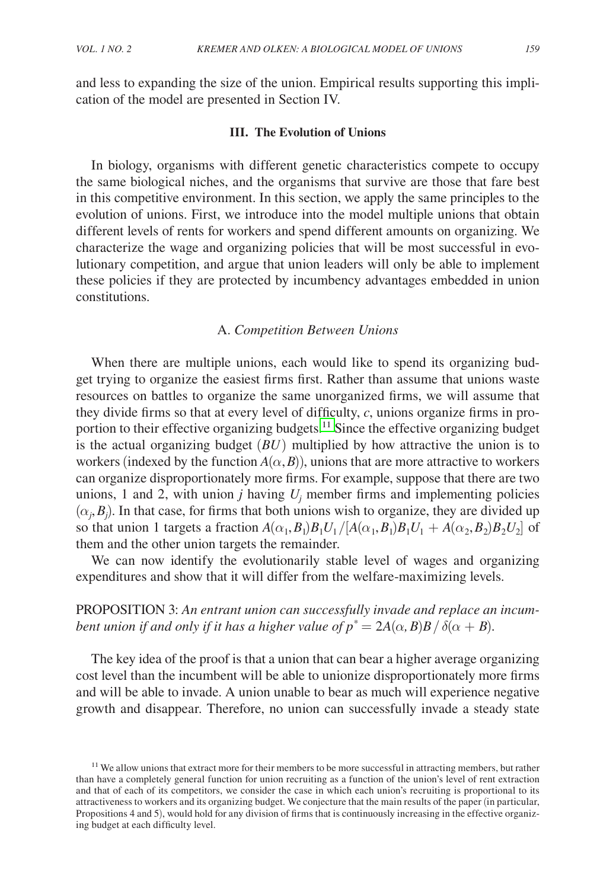and less to expanding the size of the union. Empirical results supporting this implication of the model are presented in Section IV.

## III. The Evolution of Unions

In biology, organisms with different genetic characteristics compete to occupy the same biological niches, and the organisms that survive are those that fare best in this competitive environment. In this section, we apply the same principles to the evolution of unions. First, we introduce into the model multiple unions that obtain different levels of rents for workers and spend different amounts on organizing. We characterize the wage and organizing policies that will be most successful in evolutionary competition, and argue that union leaders will only be able to implement these policies if they are protected by incumbency advantages embedded in union constitutions.

### A. *Competition Between Unions*

When there are multiple unions, each would like to spend its organizing budget trying to organize the easiest firms first. Rather than assume that unions waste resources on battles to organize the same unorganized firms, we will assume that they divide firms so that at every level of difficulty, $c$, unions organize firms in proportion to their effective organizing budgets.[11] Since the effective organizing budget is the actual organizing budget $(BU)$ multiplied by how attractive the union is to workers (indexed by the function $A(\alpha, B)$), unions that are more attractive to workers can organize disproportionately more firms. For example, suppose that there are two unions, 1 and 2, with union $j$ having $U_j$ member firms and implementing policies $(\alpha_j, B_j)$. In that case, for firms that both unions wish to organize, they are divided up so that union 1 targets a fraction $A(\alpha_1, B_1)B_1U_1/[A(\alpha_1, B_1)B_1U_1 + A(\alpha_2, B_2)B_2U_2]$ of them and the other union targets the remainder.

We can now identify the evolutionarily stable level of wages and organizing expenditures and show that it will differ from the welfare-maximizing levels.

PROPOSITION 3: *An entrant union can successfully invade and replace an incumbent union if and only if it has a higher value of* $p^* = 2A(\alpha, B)B / \delta(\alpha + B)$.

The key idea of the proof is that a union that can bear a higher average organizing cost level than the incumbent will be able to unionize disproportionately more firms and will be able to invade. A union unable to bear as much will experience negative growth and disappear. Therefore, no union can successfully invade a steady state

[11] We allow unions that extract more for their members to be more successful in attracting members, but rather than have a completely general function for union recruiting as a function of the union's level of rent extraction and that of each of its competitors, we consider the case in which each union's recruiting is proportional to its attractiveness to workers and its organizing budget. We conjecture that the main results of the paper (in particular, Propositions 4 and 5), would hold for any division of firms that is continuously increasing in the effective organizing budget at each difficulty level.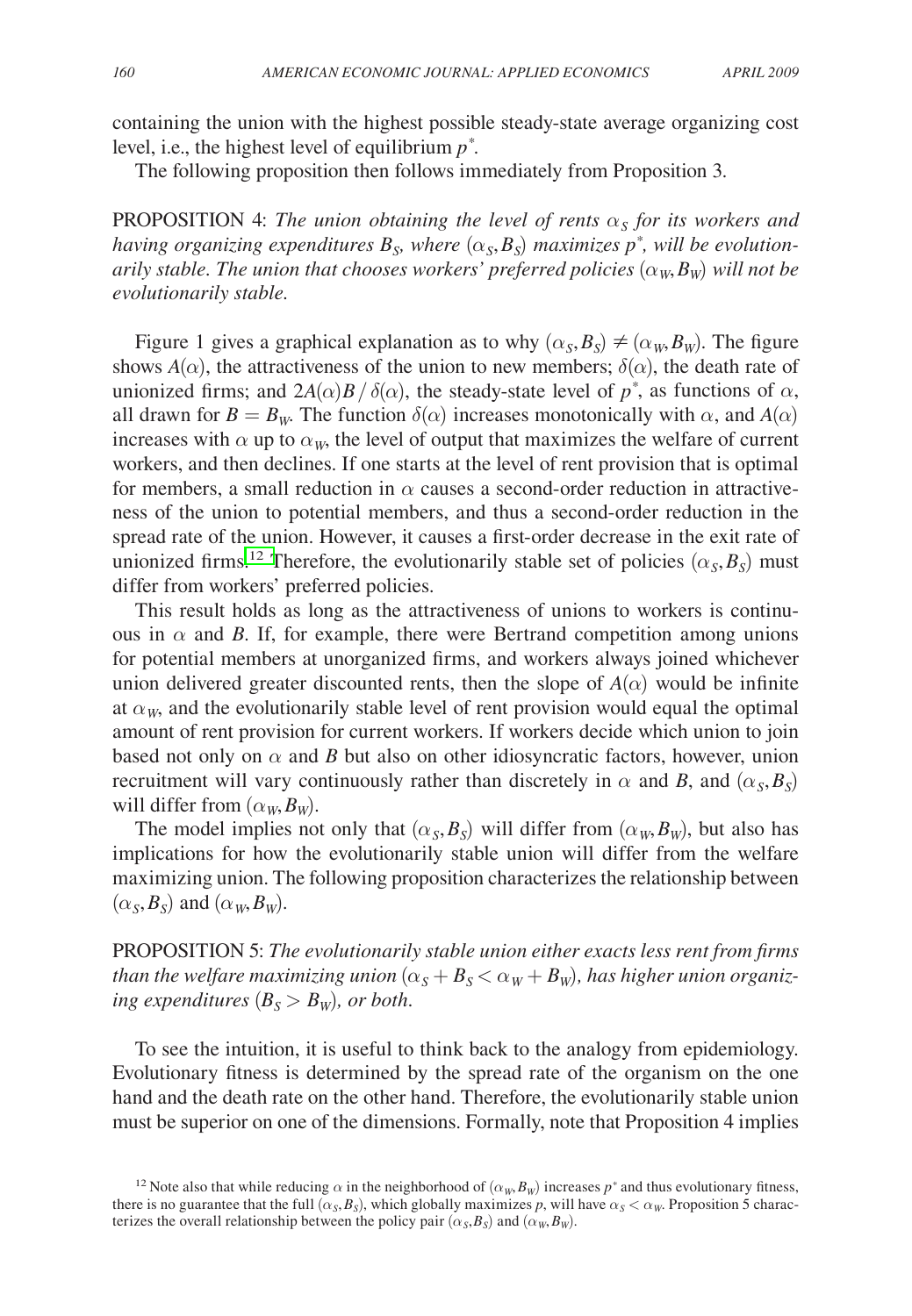containing the union with the highest possible steady-state average organizing cost level, i.e., the highest level of equilibrium $p^*$.

The following proposition then follows immediately from Proposition 3.

PROPOSITION 4: *The union obtaining the level of rents $\alpha_S$ for its workers and having organizing expenditures $B_S$, where $(\alpha_S, B_S)$ maximizes $p^*$, will be evolutionarily stable. The union that chooses workers' preferred policies $(\alpha_W, B_W)$ will not be evolutionarily stable.*

Figure 1 gives a graphical explanation as to why $(\alpha_S, B_S) \neq (\alpha_W, B_W)$. The figure shows $A(\alpha)$, the attractiveness of the union to new members; $\delta(\alpha)$, the death rate of unionized firms; and $2A(\alpha)B / \delta(\alpha)$, the steady-state level of $p^*$, as functions of $\alpha$, all drawn for $B = B_W$. The function $\delta(\alpha)$ increases monotonically with $\alpha$, and $A(\alpha)$ increases with $\alpha$ up to $\alpha_W$, the level of output that maximizes the welfare of current workers, and then declines. If one starts at the level of rent provision that is optimal for members, a small reduction in $\alpha$ causes a second-order reduction in attractiveness of the union to potential members, and thus a second-order reduction in the spread rate of the union. However, it causes a first-order decrease in the exit rate of unionized firms.[12] Therefore, the evolutionarily stable set of policies $(\alpha_S, B_S)$ must differ from workers' preferred policies.

This result holds as long as the attractiveness of unions to workers is continuous in $\alpha$ and $B$. If, for example, there were Bertrand competition among unions for potential members at unorganized firms, and workers always joined whichever union delivered greater discounted rents, then the slope of $A(\alpha)$ would be infinite at $\alpha_W$, and the evolutionarily stable level of rent provision would equal the optimal amount of rent provision for current workers. If workers decide which union to join based not only on $\alpha$ and $B$ but also on other idiosyncratic factors, however, union recruitment will vary continuously rather than discretely in $\alpha$ and $B$, and $(\alpha_S, B_S)$ will differ from $(\alpha_W, B_W)$.

The model implies not only that $(\alpha_S, B_S)$ will differ from $(\alpha_W, B_W)$, but also has implications for how the evolutionarily stable union will differ from the welfare maximizing union. The following proposition characterizes the relationship between $(\alpha_S, B_S)$ and $(\alpha_W, B_W)$.

PROPOSITION 5: *The evolutionarily stable union either exacts less rent from firms than the welfare maximizing union $(\alpha_S + B_S < \alpha_W + B_W)$, has higher union organizing expenditures $(B_S > B_W)$, or both.*

To see the intuition, it is useful to think back to the analogy from epidemiology. Evolutionary fitness is determined by the spread rate of the organism on the one hand and the death rate on the other hand. Therefore, the evolutionarily stable union must be superior on one of the dimensions. Formally, note that Proposition 4 implies

[12] Note also that while reducing $\alpha$ in the neighborhood of $(\alpha_W, B_W)$ increases $p^*$ and thus evolutionary fitness, there is no guarantee that the full $(\alpha_S, B_S)$, which globally maximizes $p$, will have $\alpha_S < \alpha_W$. Proposition 5 characterizes the overall relationship between the policy pair $(\alpha_S, B_S)$ and $(\alpha_W, B_W)$.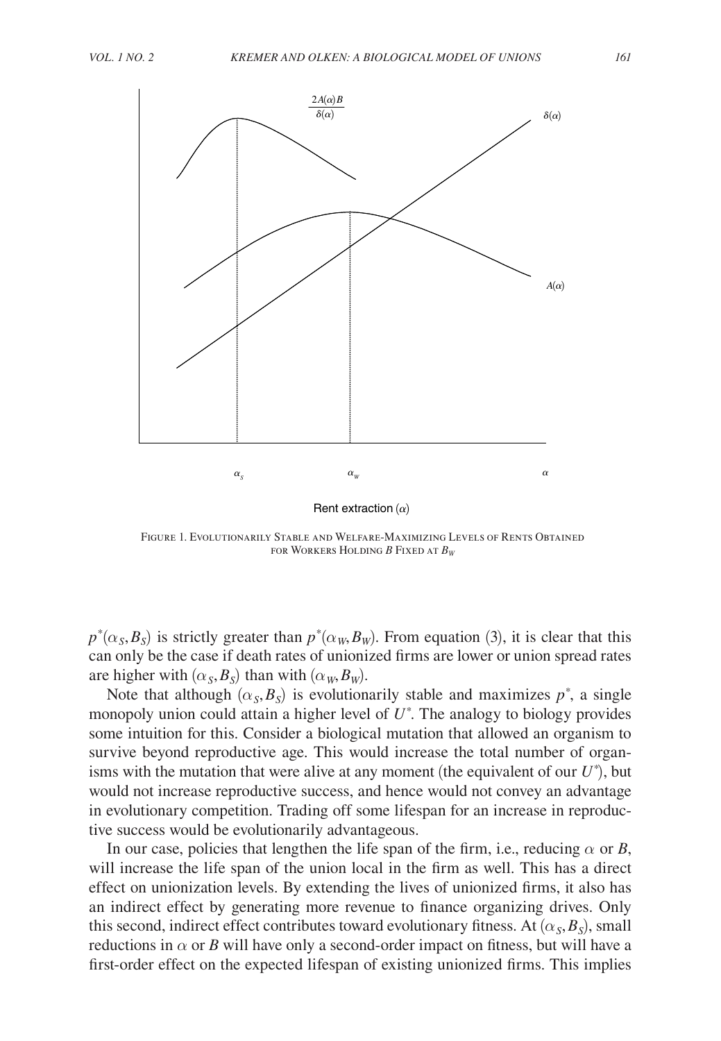FIGURE 1. EVOLUTIONARILY STABLE AND WELFARE-MAXIMIZING LEVELS OF RENTS OBTAINED FOR WORKERS HOLDING $B$ FIXED AT $B_W$

$p^*(\alpha_S, B_S)$ is strictly greater than $p^*(\alpha_W, B_W)$. From equation (3), it is clear that this can only be the case if death rates of unionized firms are lower or union spread rates are higher with $(\alpha_S, B_S)$ than with $(\alpha_W, B_W)$.

Note that although $(\alpha_S, B_S)$ is evolutionarily stable and maximizes $p^*$, a single monopoly union could attain a higher level of $U^*$. The analogy to biology provides some intuition for this. Consider a biological mutation that allowed an organism to survive beyond reproductive age. This would increase the total number of organisms with the mutation that were alive at any moment (the equivalent of our $U^*$), but would not increase reproductive success, and hence would not convey an advantage in evolutionary competition. Trading off some lifespan for an increase in reproductive success would be evolutionarily advantageous.

In our case, policies that lengthen the life span of the firm, i.e., reducing $\alpha$ or $B$, will increase the life span of the union local in the firm as well. This has a direct effect on unionization levels. By extending the lives of unionized firms, it also has an indirect effect by generating more revenue to finance organizing drives. Only this second, indirect effect contributes toward evolutionary fitness. At $(\alpha_S, B_S)$, small reductions in $\alpha$ or $B$ will have only a second-order impact on fitness, but will have a first-order effect on the expected lifespan of existing unionized firms. This implies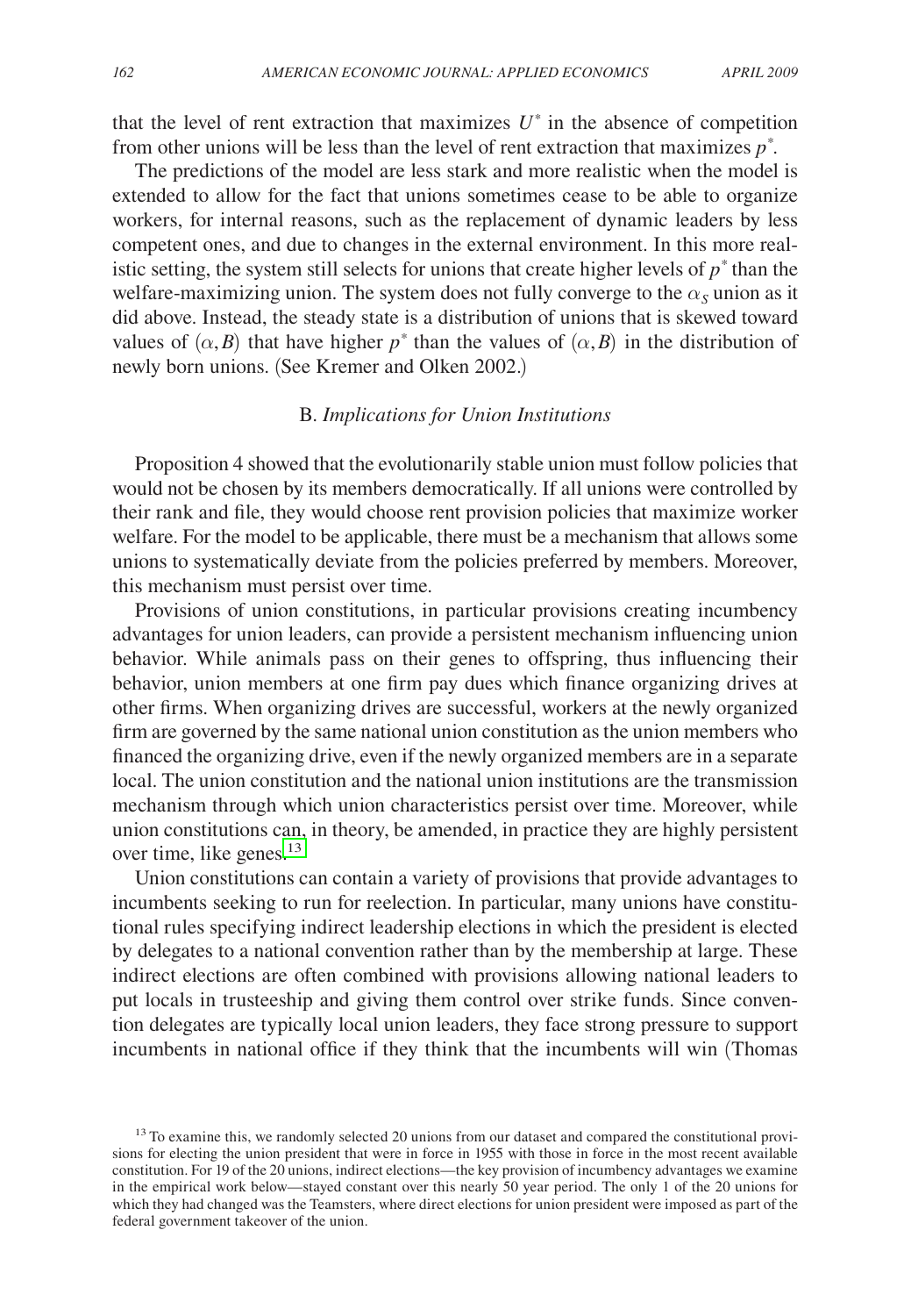that the level of rent extraction that maximizes $U^*$ in the absence of competition from other unions will be less than the level of rent extraction that maximizes $p^*$.

The predictions of the model are less stark and more realistic when the model is extended to allow for the fact that unions sometimes cease to be able to organize workers, for internal reasons, such as the replacement of dynamic leaders by less competent ones, and due to changes in the external environment. In this more realistic setting, the system still selects for unions that create higher levels of $p^*$ than the welfare-maximizing union. The system does not fully converge to the $\alpha_S$ union as it did above. Instead, the steady state is a distribution of unions that is skewed toward values of $(\alpha, B)$ that have higher $p^*$ than the values of $(\alpha, B)$ in the distribution of newly born unions. (See Kremer and Olken 2002.)

### B. *Implications for Union Institutions*

Proposition 4 showed that the evolutionarily stable union must follow policies that would not be chosen by its members democratically. If all unions were controlled by their rank and file, they would choose rent provision policies that maximize worker welfare. For the model to be applicable, there must be a mechanism that allows some unions to systematically deviate from the policies preferred by members. Moreover, this mechanism must persist over time.

Provisions of union constitutions, in particular provisions creating incumbency advantages for union leaders, can provide a persistent mechanism influencing union behavior. While animals pass on their genes to offspring, thus influencing their behavior, union members at one firm pay dues which finance organizing drives at other firms. When organizing drives are successful, workers at the newly organized firm are governed by the same national union constitution as the union members who financed the organizing drive, even if the newly organized members are in a separate local. The union constitution and the national union institutions are the transmission mechanism through which union characteristics persist over time. Moreover, while union constitutions can, in theory, be amended, in practice they are highly persistent over time, like genes.[13]

Union constitutions can contain a variety of provisions that provide advantages to incumbents seeking to run for reelection. In particular, many unions have constitutional rules specifying indirect leadership elections in which the president is elected by delegates to a national convention rather than by the membership at large. These indirect elections are often combined with provisions allowing national leaders to put locals in trusteeship and giving them control over strike funds. Since convention delegates are typically local union leaders, they face strong pressure to support incumbents in national office if they think that the incumbents will win (Thomas

[13] To examine this, we randomly selected 20 unions from our dataset and compared the constitutional provisions for electing the union president that were in force in 1955 with those in force in the most recent available constitution. For 19 of the 20 unions, indirect elections—the key provision of incumbency advantages we examine in the empirical work below—stayed constant over this nearly 50 year period. The only 1 of the 20 unions for which they had changed was the Teamsters, where direct elections for union president were imposed as part of the federal government takeover of the union.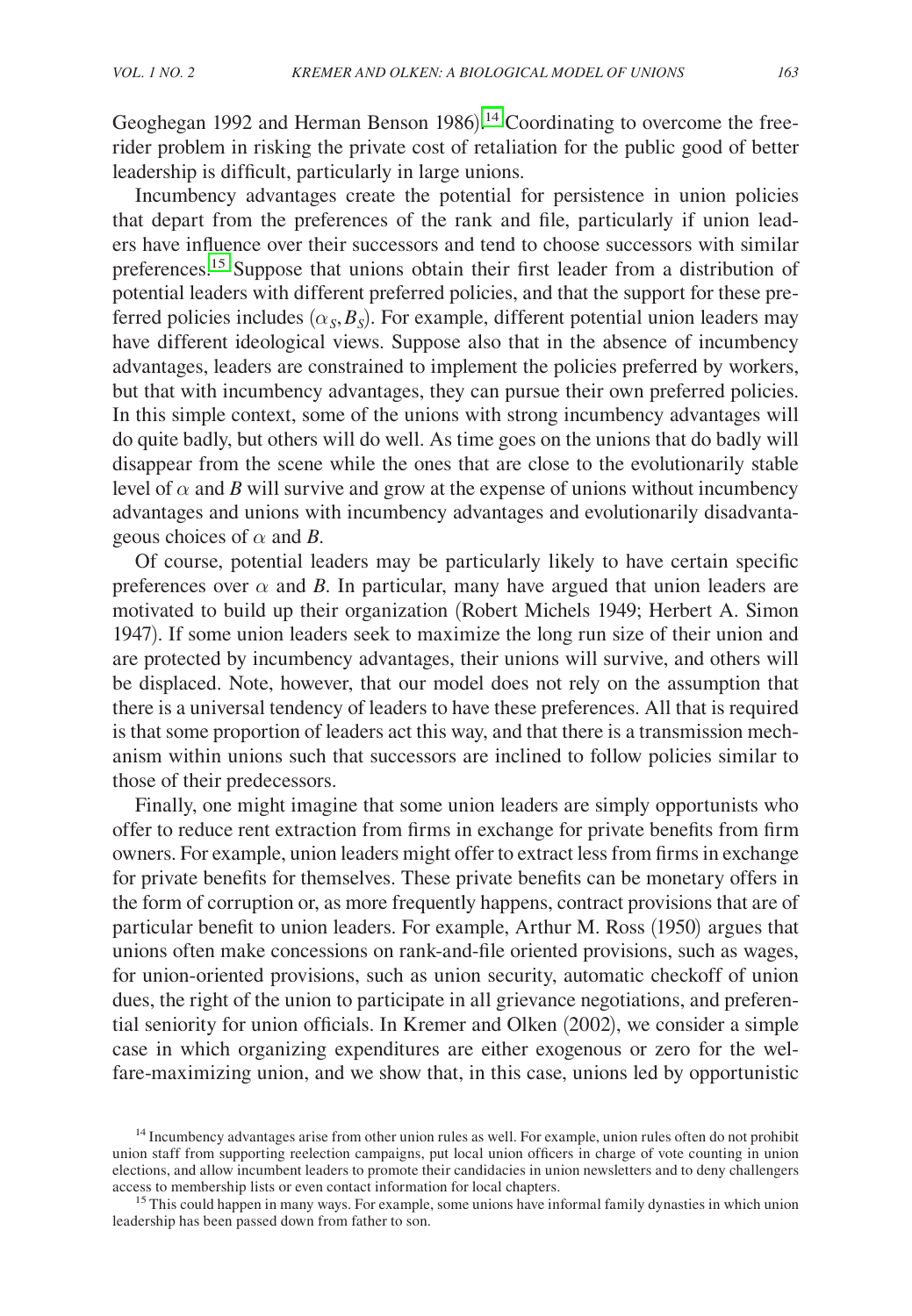Geoghegan 1992 and Herman Benson 1986).[14] Coordinating to overcome the free-rider problem in risking the private cost of retaliation for the public good of better leadership is difficult, particularly in large unions.

Incumbency advantages create the potential for persistence in union policies that depart from the preferences of the rank and file, particularly if union leaders have influence over their successors and tend to choose successors with similar preferences.[15] Suppose that unions obtain their first leader from a distribution of potential leaders with different preferred policies, and that the support for these preferred policies includes $(\alpha_S, B_S)$. For example, different potential union leaders may have different ideological views. Suppose also that in the absence of incumbency advantages, leaders are constrained to implement the policies preferred by workers, but that with incumbency advantages, they can pursue their own preferred policies. In this simple context, some of the unions with strong incumbency advantages will do quite badly, but others will do well. As time goes on the unions that do badly will disappear from the scene while the ones that are close to the evolutionarily stable level of $\alpha$ and $B$ will survive and grow at the expense of unions without incumbency advantages and unions with incumbency advantages and evolutionarily disadvantageous choices of $\alpha$ and $B$.

Of course, potential leaders may be particularly likely to have certain specific preferences over $\alpha$ and $B$. In particular, many have argued that union leaders are motivated to build up their organization (Robert Michels 1949; Herbert A. Simon 1947). If some union leaders seek to maximize the long run size of their union and are protected by incumbency advantages, their unions will survive, and others will be displaced. Note, however, that our model does not rely on the assumption that there is a universal tendency of leaders to have these preferences. All that is required is that some proportion of leaders act this way, and that there is a transmission mechanism within unions such that successors are inclined to follow policies similar to those of their predecessors.

Finally, one might imagine that some union leaders are simply opportunists who offer to reduce rent extraction from firms in exchange for private benefits from firm owners. For example, union leaders might offer to extract less from firms in exchange for private benefits for themselves. These private benefits can be monetary offers in the form of corruption or, as more frequently happens, contract provisions that are of particular benefit to union leaders. For example, Arthur M. Ross (1950) argues that unions often make concessions on rank-and-file oriented provisions, such as wages, for union-oriented provisions, such as union security, automatic checkoff of union dues, the right of the union to participate in all grievance negotiations, and preferential seniority for union officials. In Kremer and Olken (2002), we consider a simple case in which organizing expenditures are either exogenous or zero for the welfare-maximizing union, and we show that, in this case, unions led by opportunistic

[14] Incumbency advantages arise from other union rules as well. For example, union rules often do not prohibit union staff from supporting reelection campaigns, put local union officers in charge of vote counting in union elections, and allow incumbent leaders to promote their candidacies in union newsletters and to deny challengers access to membership lists or even contact information for local chapters.

[15] This could happen in many ways. For example, some unions have informal family dynasties in which union leadership has been passed down from father to son.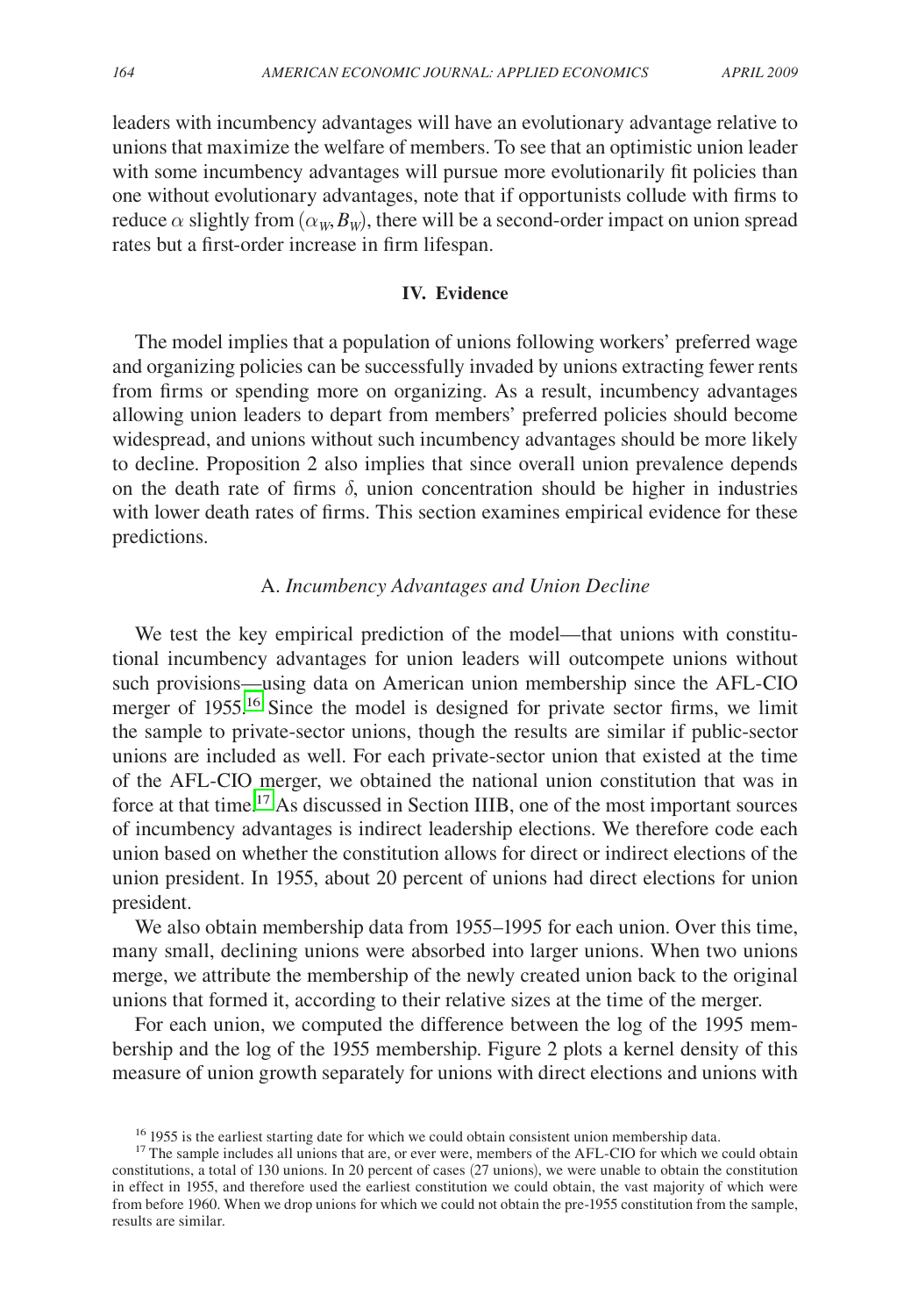leaders with incumbency advantages will have an evolutionary advantage relative to unions that maximize the welfare of members. To see that an optimistic union leader with some incumbency advantages will pursue more evolutionarily fit policies than one without evolutionary advantages, note that if opportunists collude with firms to reduce $\alpha$ slightly from $(\alpha_W, B_W)$, there will be a second-order impact on union spread rates but a first-order increase in firm lifespan.

## IV. Evidence

The model implies that a population of unions following workers' preferred wage and organizing policies can be successfully invaded by unions extracting fewer rents from firms or spending more on organizing. As a result, incumbency advantages allowing union leaders to depart from members' preferred policies should become widespread, and unions without such incumbency advantages should be more likely to decline. Proposition 2 also implies that since overall union prevalence depends on the death rate of firms $\delta$, union concentration should be higher in industries with lower death rates of firms. This section examines empirical evidence for these predictions.

### A. *Incumbency Advantages and Union Decline*

We test the key empirical prediction of the model—that unions with constitutional incumbency advantages for union leaders will outcompete unions without such provisions—using data on American union membership since the AFL-CIO merger of 1955.[16] Since the model is designed for private sector firms, we limit the sample to private-sector unions, though the results are similar if public-sector unions are included as well. For each private-sector union that existed at the time of the AFL-CIO merger, we obtained the national union constitution that was in force at that time.[17] As discussed in Section IIIB, one of the most important sources of incumbency advantages is indirect leadership elections. We therefore code each union based on whether the constitution allows for direct or indirect elections of the union president. In 1955, about 20 percent of unions had direct elections for union president.

We also obtain membership data from 1955–1995 for each union. Over this time, many small, declining unions were absorbed into larger unions. When two unions merge, we attribute the membership of the newly created union back to the original unions that formed it, according to their relative sizes at the time of the merger.

For each union, we computed the difference between the log of the 1995 membership and the log of the 1955 membership. Figure 2 plots a kernel density of this measure of union growth separately for unions with direct elections and unions with

[16] 1955 is the earliest starting date for which we could obtain consistent union membership data.

[17] The sample includes all unions that are, or ever were, members of the AFL-CIO for which we could obtain constitutions, a total of 130 unions. In 20 percent of cases (27 unions), we were unable to obtain the constitution in effect in 1955, and therefore used the earliest constitution we could obtain, the vast majority of which were from before 1960. When we drop unions for which we could not obtain the pre-1955 constitution from the sample, results are similar.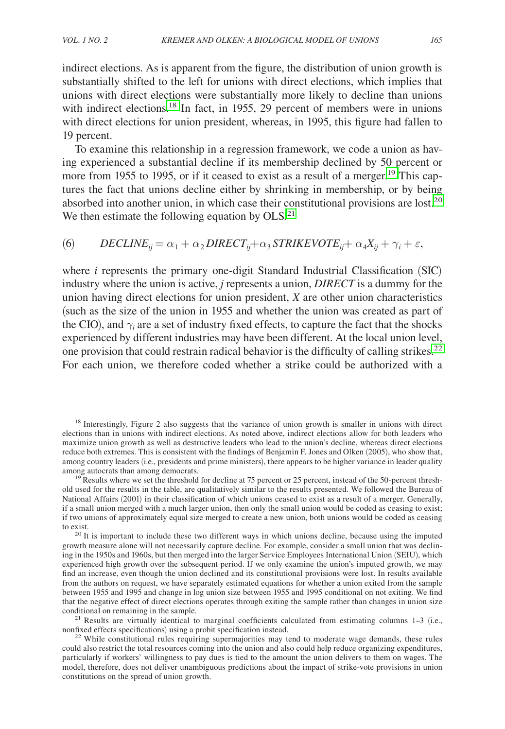indirect elections. As is apparent from the figure, the distribution of union growth is substantially shifted to the left for unions with direct elections, which implies that unions with direct elections were substantially more likely to decline than unions with indirect elections.[18] In fact, in 1955, 29 percent of members were in unions with direct elections for union president, whereas, in 1995, this figure had fallen to 19 percent.

To examine this relationship in a regression framework, we code a union as having experienced a substantial decline if its membership declined by 50 percent or more from 1955 to 1995, or if it ceased to exist as a result of a merger.[19] This captures the fact that unions decline either by shrinking in membership, or by being absorbed into another union, in which case their constitutional provisions are lost.[20] We then estimate the following equation by OLS:[21]

$$(6) \qquad DECLINE_{ij} = \alpha_1 + \alpha_2 DIRECT_{ij} + \alpha_3 STRIKEVOTE_{ij} + \alpha_4 X_{ij} + \gamma_i + \varepsilon,$$

where $i$ represents the primary one-digit Standard Industrial Classification (SIC) industry where the union is active, $j$ represents a union, *DIRECT* is a dummy for the union having direct elections for union president, $X$ are other union characteristics (such as the size of the union in 1955 and whether the union was created as part of the CIO), and $\gamma_i$ are a set of industry fixed effects, to capture the fact that the shocks experienced by different industries may have been different. At the local union level, one provision that could restrain radical behavior is the difficulty of calling strikes.[22] For each union, we therefore coded whether a strike could be authorized with a

[18] Interestingly, Figure 2 also suggests that the variance of union growth is smaller in unions with direct elections than in unions with indirect elections. As noted above, indirect elections allow for both leaders who maximize union growth as well as destructive leaders who lead to the union's decline, whereas direct elections reduce both extremes. This is consistent with the findings of Benjamin F. Jones and Olken (2005), who show that, among country leaders (i.e., presidents and prime ministers), there appears to be higher variance in leader quality among autocrats than among democrats.

[19] Results where we set the threshold for decline at 75 percent or 25 percent, instead of the 50-percent threshold used for the results in the table, are qualitatively similar to the results presented. We followed the Bureau of National Affairs (2001) in their classification of which unions ceased to exist as a result of a merger. Generally, if a small union merged with a much larger union, then only the small union would be coded as ceasing to exist; if two unions of approximately equal size merged to create a new union, both unions would be coded as ceasing to exist.

[20] It is important to include these two different ways in which unions decline, because using the imputed growth measure alone will not necessarily capture decline. For example, consider a small union that was declining in the 1950s and 1960s, but then merged into the larger Service Employees International Union (SEIU), which experienced high growth over the subsequent period. If we only examine the union's imputed growth, we may find an increase, even though the union declined and its constitutional provisions were lost. In results available from the authors on request, we have separately estimated equations for whether a union exited from the sample between 1955 and 1995 and change in log union size between 1955 and 1995 conditional on not exiting. We find that the negative effect of direct elections operates through exiting the sample rather than changes in union size conditional on remaining in the sample.

[21] Results are virtually identical to marginal coefficients calculated from estimating columns 1–3 (i.e., nonfixed effects specifications) using a probit specification instead.

[22] While constitutional rules requiring supermajorities may tend to moderate wage demands, these rules could also restrict the total resources coming into the union and also could help reduce organizing expenditures, particularly if workers' willingness to pay dues is tied to the amount the union delivers to them on wages. The model, therefore, does not deliver unambiguous predictions about the impact of strike-vote provisions in union constitutions on the spread of union growth.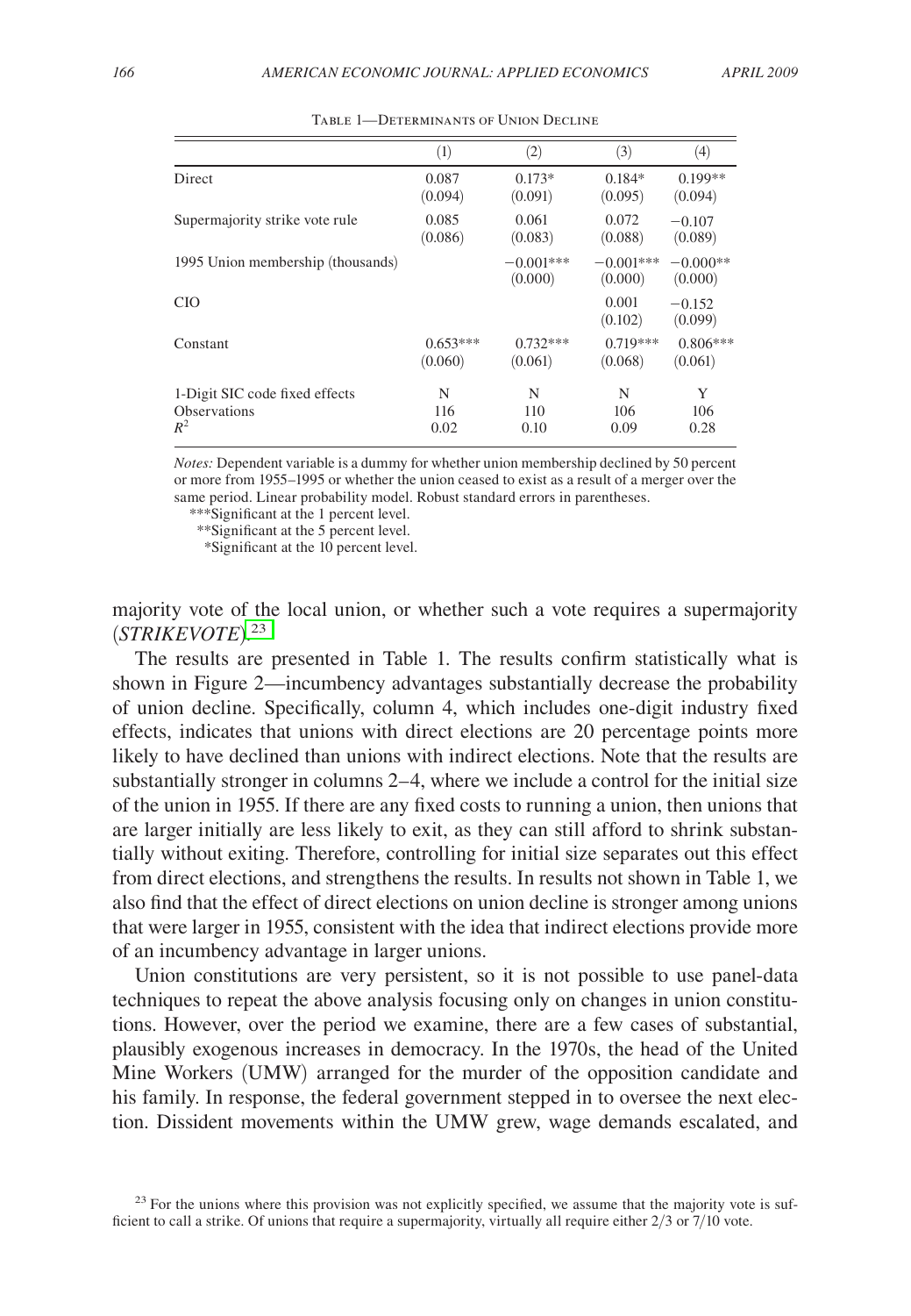Table 1—Determinants of Union Decline

| | (1) | (2) | (3) | (4) |
|---|---|---|---|---|
| Direct | 0.087 | 0.173* | 0.184* | 0.199** |
| | (0.094) | (0.091) | (0.095) | (0.094) |
| Supermajority strike vote rule | 0.085 | 0.061 | 0.072 | −0.107 |
| | (0.086) | (0.083) | (0.088) | (0.089) |
| 1995 Union membership (thousands) | | −0.001*** | −0.001*** | −0.000** |
| | | (0.000) | (0.000) | (0.000) |
| CIO | | | 0.001 | −0.152 |
| | | | (0.102) | (0.099) |
| Constant | 0.653*** | 0.732*** | 0.719*** | 0.806*** |
| | (0.060) | (0.061) | (0.068) | (0.061) |
| 1-Digit SIC code fixed effects | N | N | N | Y |
| Observations | 116 | 110 | 106 | 106 |
| $R^2$ | 0.02 | 0.10 | 0.09 | 0.28 |

*Notes:* Dependent variable is a dummy for whether union membership declined by 50 percent or more from 1955–1995 or whether the union ceased to exist as a result of a merger over the same period. Linear probability model. Robust standard errors in parentheses.

***Significant at the 1 percent level.

**Significant at the 5 percent level.

*Significant at the 10 percent level.

majority vote of the local union, or whether such a vote requires a supermajority (*STRIKEVOTE*).[23]

The results are presented in Table 1. The results confirm statistically what is shown in Figure 2—incumbency advantages substantially decrease the probability of union decline. Specifically, column 4, which includes one-digit industry fixed effects, indicates that unions with direct elections are 20 percentage points more likely to have declined than unions with indirect elections. Note that the results are substantially stronger in columns 2–4, where we include a control for the initial size of the union in 1955. If there are any fixed costs to running a union, then unions that are larger initially are less likely to exit, as they can still afford to shrink substantially without exiting. Therefore, controlling for initial size separates out this effect from direct elections, and strengthens the results. In results not shown in Table 1, we also find that the effect of direct elections on union decline is stronger among unions that were larger in 1955, consistent with the idea that indirect elections provide more of an incumbency advantage in larger unions.

Union constitutions are very persistent, so it is not possible to use panel-data techniques to repeat the above analysis focusing only on changes in union constitutions. However, over the period we examine, there are a few cases of substantial, plausibly exogenous increases in democracy. In the 1970s, the head of the United Mine Workers (UMW) arranged for the murder of the opposition candidate and his family. In response, the federal government stepped in to oversee the next election. Dissident movements within the UMW grew, wage demands escalated, and

[23] For the unions where this provision was not explicitly specified, we assume that the majority vote is sufficient to call a strike. Of unions that require a supermajority, virtually all require either 2/3 or 7/10 vote.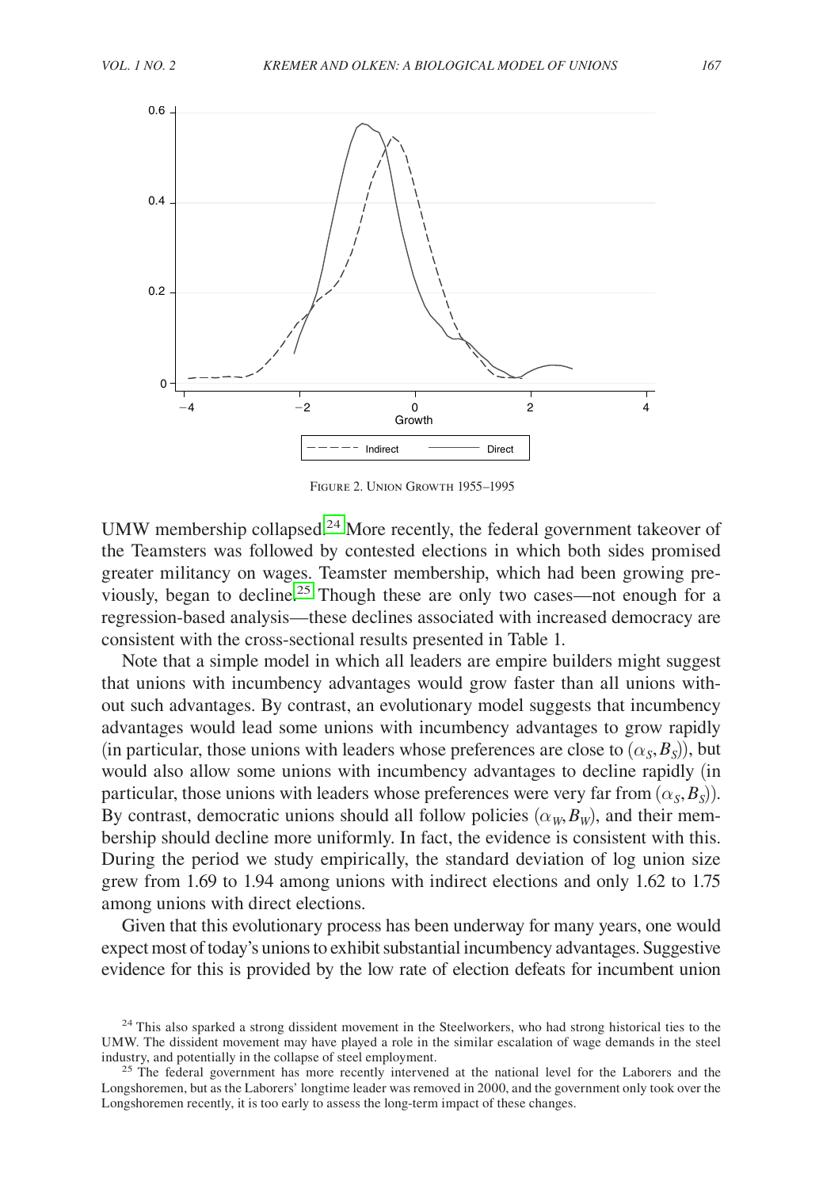Figure 2. Union Growth 1955–1995

UMW membership collapsed.[24] More recently, the federal government takeover of the Teamsters was followed by contested elections in which both sides promised greater militancy on wages. Teamster membership, which had been growing previously, began to decline.[25] Though these are only two cases—not enough for a regression-based analysis—these declines associated with increased democracy are consistent with the cross-sectional results presented in Table 1.

Note that a simple model in which all leaders are empire builders might suggest that unions with incumbency advantages would grow faster than all unions without such advantages. By contrast, an evolutionary model suggests that incumbency advantages would lead some unions with incumbency advantages to grow rapidly (in particular, those unions with leaders whose preferences are close to $(\alpha_S, B_S)$), but would also allow some unions with incumbency advantages to decline rapidly (in particular, those unions with leaders whose preferences were very far from $(\alpha_S, B_S)$). By contrast, democratic unions should all follow policies $(\alpha_W, B_W)$, and their membership should decline more uniformly. In fact, the evidence is consistent with this. During the period we study empirically, the standard deviation of log union size grew from 1.69 to 1.94 among unions with indirect elections and only 1.62 to 1.75 among unions with direct elections.

Given that this evolutionary process has been underway for many years, one would expect most of today's unions to exhibit substantial incumbency advantages. Suggestive evidence for this is provided by the low rate of election defeats for incumbent union

[24] This also sparked a strong dissident movement in the Steelworkers, who had strong historical ties to the UMW. The dissident movement may have played a role in the similar escalation of wage demands in the steel industry, and potentially in the collapse of steel employment.

[25] The federal government has more recently intervened at the national level for the Laborers and the Longshoremen, but as the Laborers' longtime leader was removed in 2000, and the government only took over the Longshoremen recently, it is too early to assess the long-term impact of these changes.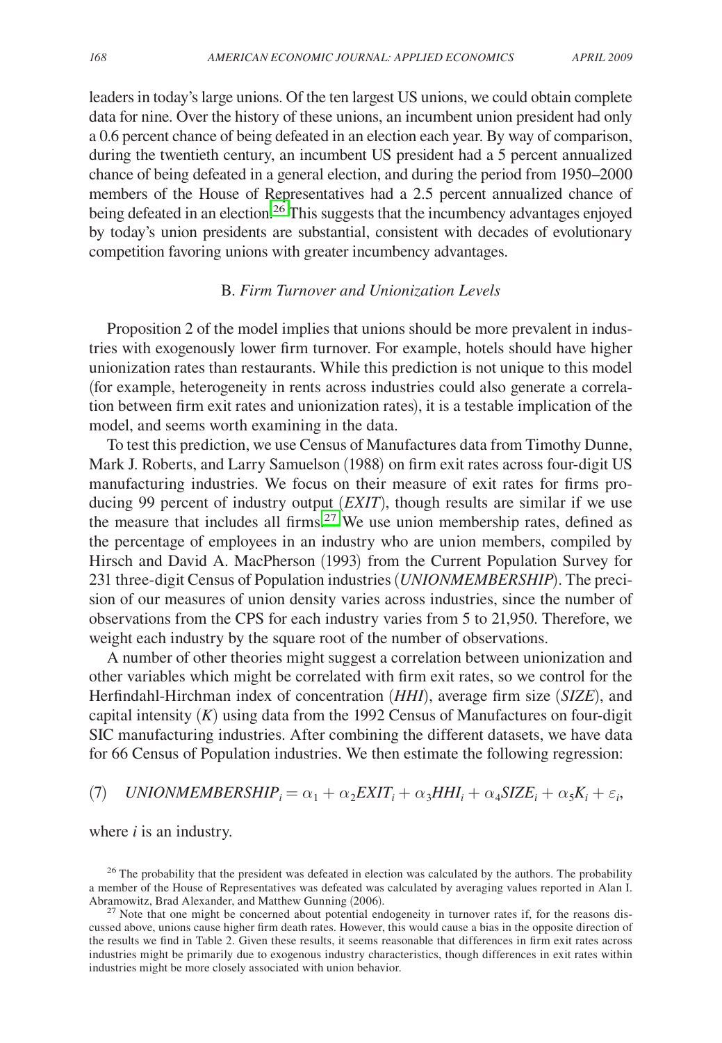leaders in today's large unions. Of the ten largest US unions, we could obtain complete data for nine. Over the history of these unions, an incumbent union president had only a 0.6 percent chance of being defeated in an election each year. By way of comparison, during the twentieth century, an incumbent US president had a 5 percent annualized chance of being defeated in a general election, and during the period from 1950–2000 members of the House of Representatives had a 2.5 percent annualized chance of being defeated in an election.[26] This suggests that the incumbency advantages enjoyed by today's union presidents are substantial, consistent with decades of evolutionary competition favoring unions with greater incumbency advantages.

### B. *Firm Turnover and Unionization Levels*

Proposition 2 of the model implies that unions should be more prevalent in industries with exogenously lower firm turnover. For example, hotels should have higher unionization rates than restaurants. While this prediction is not unique to this model (for example, heterogeneity in rents across industries could also generate a correlation between firm exit rates and unionization rates), it is a testable implication of the model, and seems worth examining in the data.

To test this prediction, we use Census of Manufactures data from Timothy Dunne, Mark J. Roberts, and Larry Samuelson (1988) on firm exit rates across four-digit US manufacturing industries. We focus on their measure of exit rates for firms producing 99 percent of industry output (*EXIT*), though results are similar if we use the measure that includes all firms.[27] We use union membership rates, defined as the percentage of employees in an industry who are union members, compiled by Hirsch and David A. MacPherson (1993) from the Current Population Survey for 231 three-digit Census of Population industries (*UNIONMEMBERSHIP*). The precision of our measures of union density varies across industries, since the number of observations from the CPS for each industry varies from 5 to 21,950. Therefore, we weight each industry by the square root of the number of observations.

A number of other theories might suggest a correlation between unionization and other variables which might be correlated with firm exit rates, so we control for the Herfindahl-Hirchman index of concentration (*HHI*), average firm size (*SIZE*), and capital intensity ($K$) using data from the 1992 Census of Manufactures on four-digit SIC manufacturing industries. After combining the different datasets, we have data for 66 Census of Population industries. We then estimate the following regression:

$$(7) \quad UNIONMEMBERSHIP_i = \alpha_1 + \alpha_2 EXIT_i + \alpha_3 HHI_i + \alpha_4 SIZE_i + \alpha_5 K_i + \varepsilon_i,$$

where $i$ is an industry.

[26] The probability that the president was defeated in election was calculated by the authors. The probability a member of the House of Representatives was defeated was calculated by averaging values reported in Alan I. Abramowitz, Brad Alexander, and Matthew Gunning (2006).

[27] Note that one might be concerned about potential endogeneity in turnover rates if, for the reasons discussed above, unions cause higher firm death rates. However, this would cause a bias in the opposite direction of the results we find in Table 2. Given these results, it seems reasonable that differences in firm exit rates across industries might be primarily due to exogenous industry characteristics, though differences in exit rates within industries might be more closely associated with union behavior.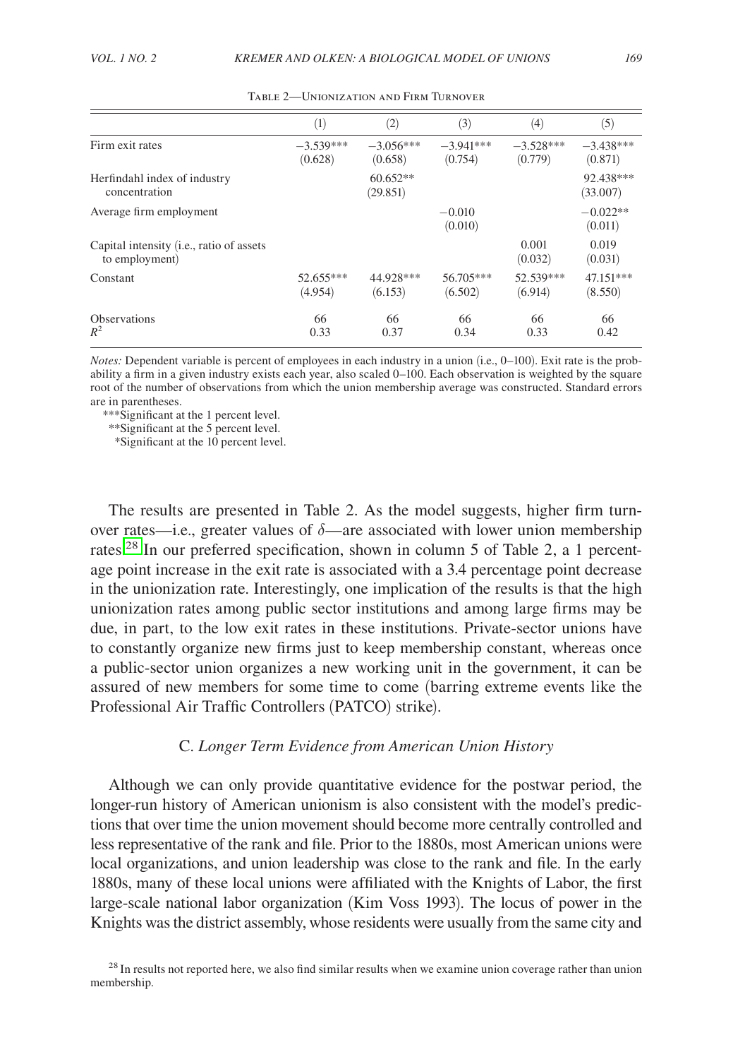Table 2—Unionization and Firm Turnover

| | (1) | (2) | (3) | (4) | (5) |
|---|---|---|---|---|---|
| Firm exit rates | −3.539*** | −3.056*** | −3.941*** | −3.528*** | −3.438*** |
| | (0.628) | (0.658) | (0.754) | (0.779) | (0.871) |
| Herfindahl index of industry concentration | | 60.652** | | | 92.438*** |
| | | (29.851) | | | (33.007) |
| Average firm employment | | | −0.010 | | −0.022** |
| | | | (0.010) | | (0.011) |
| Capital intensity (i.e., ratio of assets to employment) | | | | 0.001 | 0.019 |
| | | | | (0.032) | (0.031) |
| Constant | 52.655*** | 44.928*** | 56.705*** | 52.539*** | 47.151*** |
| | (4.954) | (6.153) | (6.502) | (6.914) | (8.550) |
| Observations | 66 | 66 | 66 | 66 | 66 |
| $R^2$ | 0.33 | 0.37 | 0.34 | 0.33 | 0.42 |

*Notes:* Dependent variable is percent of employees in each industry in a union (i.e., 0–100). Exit rate is the probability a firm in a given industry exists each year, also scaled 0–100. Each observation is weighted by the square root of the number of observations from which the union membership average was constructed. Standard errors are in parentheses.

***Significant at the 1 percent level.
**Significant at the 5 percent level.
*Significant at the 10 percent level.

The results are presented in Table 2. As the model suggests, higher firm turnover rates—i.e., greater values of $\delta$—are associated with lower union membership rates.[28] In our preferred specification, shown in column 5 of Table 2, a 1 percentage point increase in the exit rate is associated with a 3.4 percentage point decrease in the unionization rate. Interestingly, one implication of the results is that the high unionization rates among public sector institutions and among large firms may be due, in part, to the low exit rates in these institutions. Private-sector unions have to constantly organize new firms just to keep membership constant, whereas once a public-sector union organizes a new working unit in the government, it can be assured of new members for some time to come (barring extreme events like the Professional Air Traffic Controllers (PATCO) strike).

### C. *Longer Term Evidence from American Union History*

Although we can only provide quantitative evidence for the postwar period, the longer-run history of American unionism is also consistent with the model's predictions that over time the union movement should become more centrally controlled and less representative of the rank and file. Prior to the 1880s, most American unions were local organizations, and union leadership was close to the rank and file. In the early 1880s, many of these local unions were affiliated with the Knights of Labor, the first large-scale national labor organization (Kim Voss 1993). The locus of power in the Knights was the district assembly, whose residents were usually from the same city and

[28] In results not reported here, we also find similar results when we examine union coverage rather than union membership.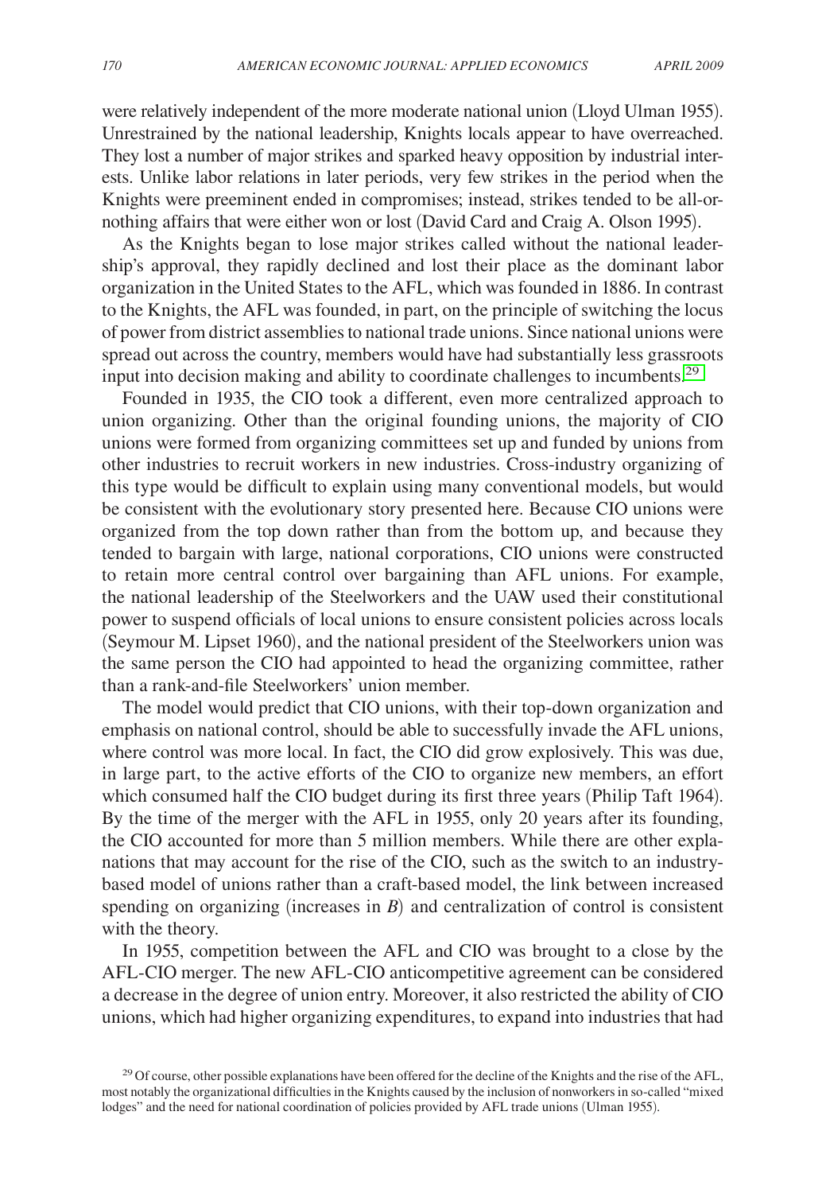were relatively independent of the more moderate national union (Lloyd Ulman 1955). Unrestrained by the national leadership, Knights locals appear to have overreached. They lost a number of major strikes and sparked heavy opposition by industrial interests. Unlike labor relations in later periods, very few strikes in the period when the Knights were preeminent ended in compromises; instead, strikes tended to be all-or-nothing affairs that were either won or lost (David Card and Craig A. Olson 1995).

As the Knights began to lose major strikes called without the national leadership's approval, they rapidly declined and lost their place as the dominant labor organization in the United States to the AFL, which was founded in 1886. In contrast to the Knights, the AFL was founded, in part, on the principle of switching the locus of power from district assemblies to national trade unions. Since national unions were spread out across the country, members would have had substantially less grassroots input into decision making and ability to coordinate challenges to incumbents.[29]

Founded in 1935, the CIO took a different, even more centralized approach to union organizing. Other than the original founding unions, the majority of CIO unions were formed from organizing committees set up and funded by unions from other industries to recruit workers in new industries. Cross-industry organizing of this type would be difficult to explain using many conventional models, but would be consistent with the evolutionary story presented here. Because CIO unions were organized from the top down rather than from the bottom up, and because they tended to bargain with large, national corporations, CIO unions were constructed to retain more central control over bargaining than AFL unions. For example, the national leadership of the Steelworkers and the UAW used their constitutional power to suspend officials of local unions to ensure consistent policies across locals (Seymour M. Lipset 1960), and the national president of the Steelworkers union was the same person the CIO had appointed to head the organizing committee, rather than a rank-and-file Steelworkers' union member.

The model would predict that CIO unions, with their top-down organization and emphasis on national control, should be able to successfully invade the AFL unions, where control was more local. In fact, the CIO did grow explosively. This was due, in large part, to the active efforts of the CIO to organize new members, an effort which consumed half the CIO budget during its first three years (Philip Taft 1964). By the time of the merger with the AFL in 1955, only 20 years after its founding, the CIO accounted for more than 5 million members. While there are other explanations that may account for the rise of the CIO, such as the switch to an industry-based model of unions rather than a craft-based model, the link between increased spending on organizing (increases in $B$) and centralization of control is consistent with the theory.

In 1955, competition between the AFL and CIO was brought to a close by the AFL-CIO merger. The new AFL-CIO anticompetitive agreement can be considered a decrease in the degree of union entry. Moreover, it also restricted the ability of CIO unions, which had higher organizing expenditures, to expand into industries that had

[29] Of course, other possible explanations have been offered for the decline of the Knights and the rise of the AFL, most notably the organizational difficulties in the Knights caused by the inclusion of nonworkers in so-called "mixed lodges" and the need for national coordination of policies provided by AFL trade unions (Ulman 1955).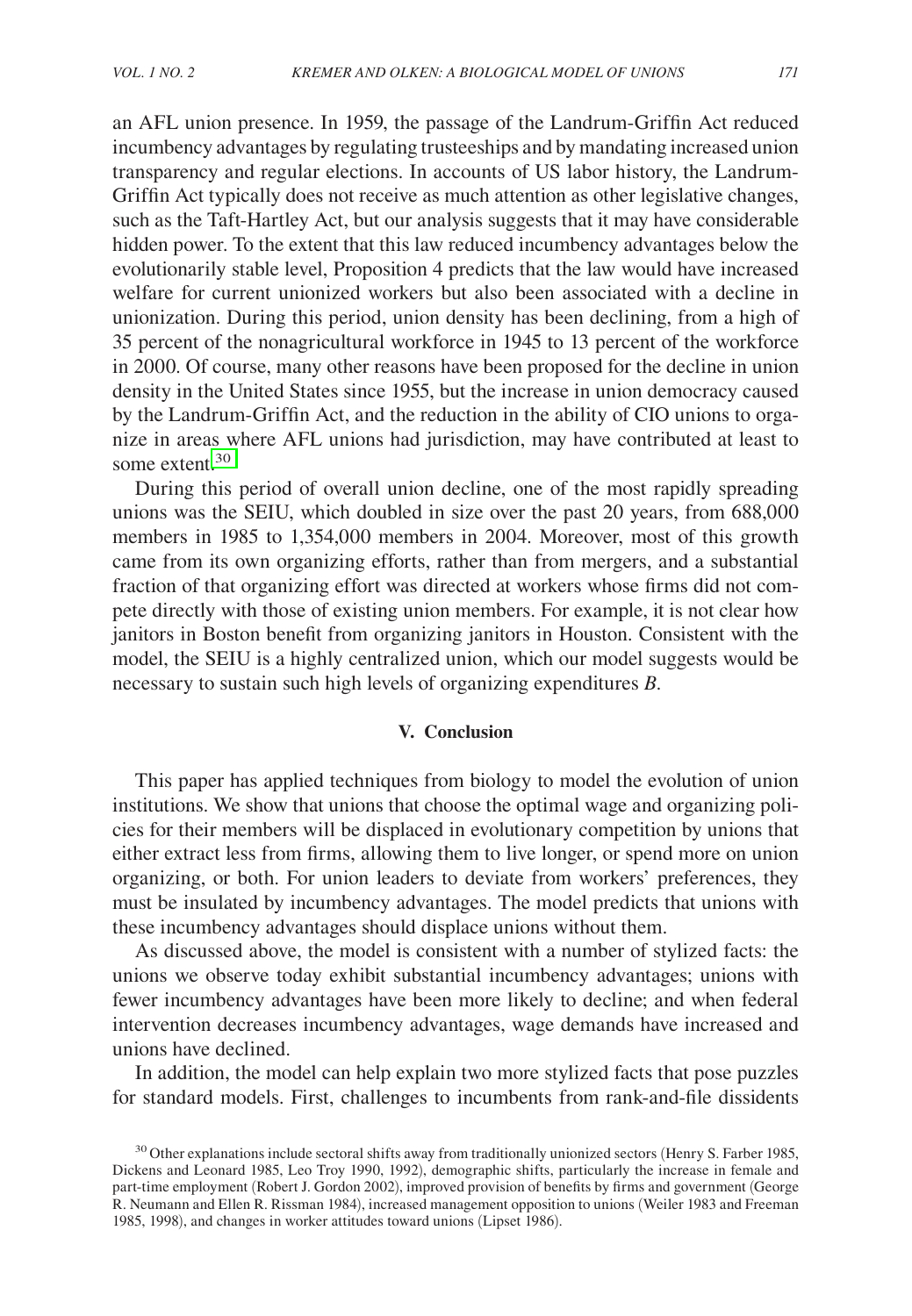an AFL union presence. In 1959, the passage of the Landrum-Griffin Act reduced incumbency advantages by regulating trusteeships and by mandating increased union transparency and regular elections. In accounts of US labor history, the Landrum-Griffin Act typically does not receive as much attention as other legislative changes, such as the Taft-Hartley Act, but our analysis suggests that it may have considerable hidden power. To the extent that this law reduced incumbency advantages below the evolutionarily stable level, Proposition 4 predicts that the law would have increased welfare for current unionized workers but also been associated with a decline in unionization. During this period, union density has been declining, from a high of 35 percent of the nonagricultural workforce in 1945 to 13 percent of the workforce in 2000. Of course, many other reasons have been proposed for the decline in union density in the United States since 1955, but the increase in union democracy caused by the Landrum-Griffin Act, and the reduction in the ability of CIO unions to organize in areas where AFL unions had jurisdiction, may have contributed at least to some extent.[30]

During this period of overall union decline, one of the most rapidly spreading unions was the SEIU, which doubled in size over the past 20 years, from 688,000 members in 1985 to 1,354,000 members in 2004. Moreover, most of this growth came from its own organizing efforts, rather than from mergers, and a substantial fraction of that organizing effort was directed at workers whose firms did not compete directly with those of existing union members. For example, it is not clear how janitors in Boston benefit from organizing janitors in Houston. Consistent with the model, the SEIU is a highly centralized union, which our model suggests would be necessary to sustain such high levels of organizing expenditures $B$.

## V. Conclusion

This paper has applied techniques from biology to model the evolution of union institutions. We show that unions that choose the optimal wage and organizing policies for their members will be displaced in evolutionary competition by unions that either extract less from firms, allowing them to live longer, or spend more on union organizing, or both. For union leaders to deviate from workers' preferences, they must be insulated by incumbency advantages. The model predicts that unions with these incumbency advantages should displace unions without them.

As discussed above, the model is consistent with a number of stylized facts: the unions we observe today exhibit substantial incumbency advantages; unions with fewer incumbency advantages have been more likely to decline; and when federal intervention decreases incumbency advantages, wage demands have increased and unions have declined.

In addition, the model can help explain two more stylized facts that pose puzzles for standard models. First, challenges to incumbents from rank-and-file dissidents

[30] Other explanations include sectoral shifts away from traditionally unionized sectors (Henry S. Farber 1985, Dickens and Leonard 1985, Leo Troy 1990, 1992), demographic shifts, particularly the increase in female and part-time employment (Robert J. Gordon 2002), improved provision of benefits by firms and government (George R. Neumann and Ellen R. Rissman 1984), increased management opposition to unions (Weiler 1983 and Freeman 1985, 1998), and changes in worker attitudes toward unions (Lipset 1986).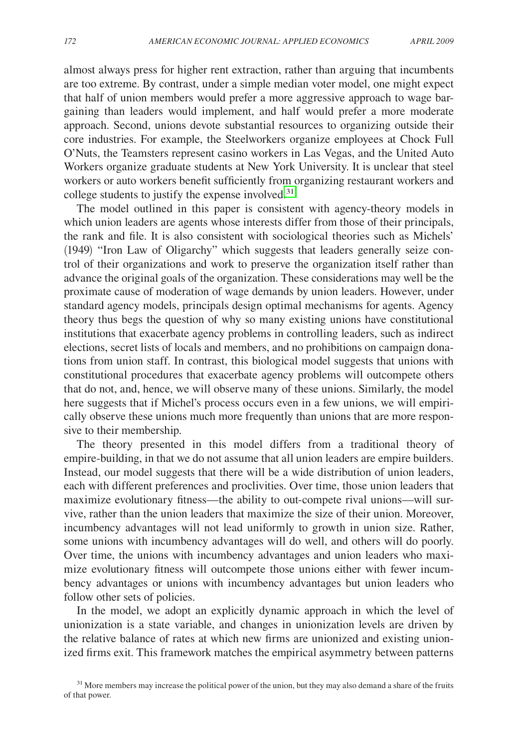almost always press for higher rent extraction, rather than arguing that incumbents are too extreme. By contrast, under a simple median voter model, one might expect that half of union members would prefer a more aggressive approach to wage bargaining than leaders would implement, and half would prefer a more moderate approach. Second, unions devote substantial resources to organizing outside their core industries. For example, the Steelworkers organize employees at Chock Full O'Nuts, the Teamsters represent casino workers in Las Vegas, and the United Auto Workers organize graduate students at New York University. It is unclear that steel workers or auto workers benefit sufficiently from organizing restaurant workers and college students to justify the expense involved.[31]

The model outlined in this paper is consistent with agency-theory models in which union leaders are agents whose interests differ from those of their principals, the rank and file. It is also consistent with sociological theories such as Michels' (1949) "Iron Law of Oligarchy" which suggests that leaders generally seize control of their organizations and work to preserve the organization itself rather than advance the original goals of the organization. These considerations may well be the proximate cause of moderation of wage demands by union leaders. However, under standard agency models, principals design optimal mechanisms for agents. Agency theory thus begs the question of why so many existing unions have constitutional institutions that exacerbate agency problems in controlling leaders, such as indirect elections, secret lists of locals and members, and no prohibitions on campaign donations from union staff. In contrast, this biological model suggests that unions with constitutional procedures that exacerbate agency problems will outcompete others that do not, and, hence, we will observe many of these unions. Similarly, the model here suggests that if Michel's process occurs even in a few unions, we will empirically observe these unions much more frequently than unions that are more responsive to their membership.

The theory presented in this model differs from a traditional theory of empire-building, in that we do not assume that all union leaders are empire builders. Instead, our model suggests that there will be a wide distribution of union leaders, each with different preferences and proclivities. Over time, those union leaders that maximize evolutionary fitness—the ability to out-compete rival unions—will survive, rather than the union leaders that maximize the size of their union. Moreover, incumbency advantages will not lead uniformly to growth in union size. Rather, some unions with incumbency advantages will do well, and others will do poorly. Over time, the unions with incumbency advantages and union leaders who maximize evolutionary fitness will outcompete those unions either with fewer incumbency advantages or unions with incumbency advantages but union leaders who follow other sets of policies.

In the model, we adopt an explicitly dynamic approach in which the level of unionization is a state variable, and changes in unionization levels are driven by the relative balance of rates at which new firms are unionized and existing unionized firms exit. This framework matches the empirical asymmetry between patterns

[31] More members may increase the political power of the union, but they may also demand a share of the fruits of that power.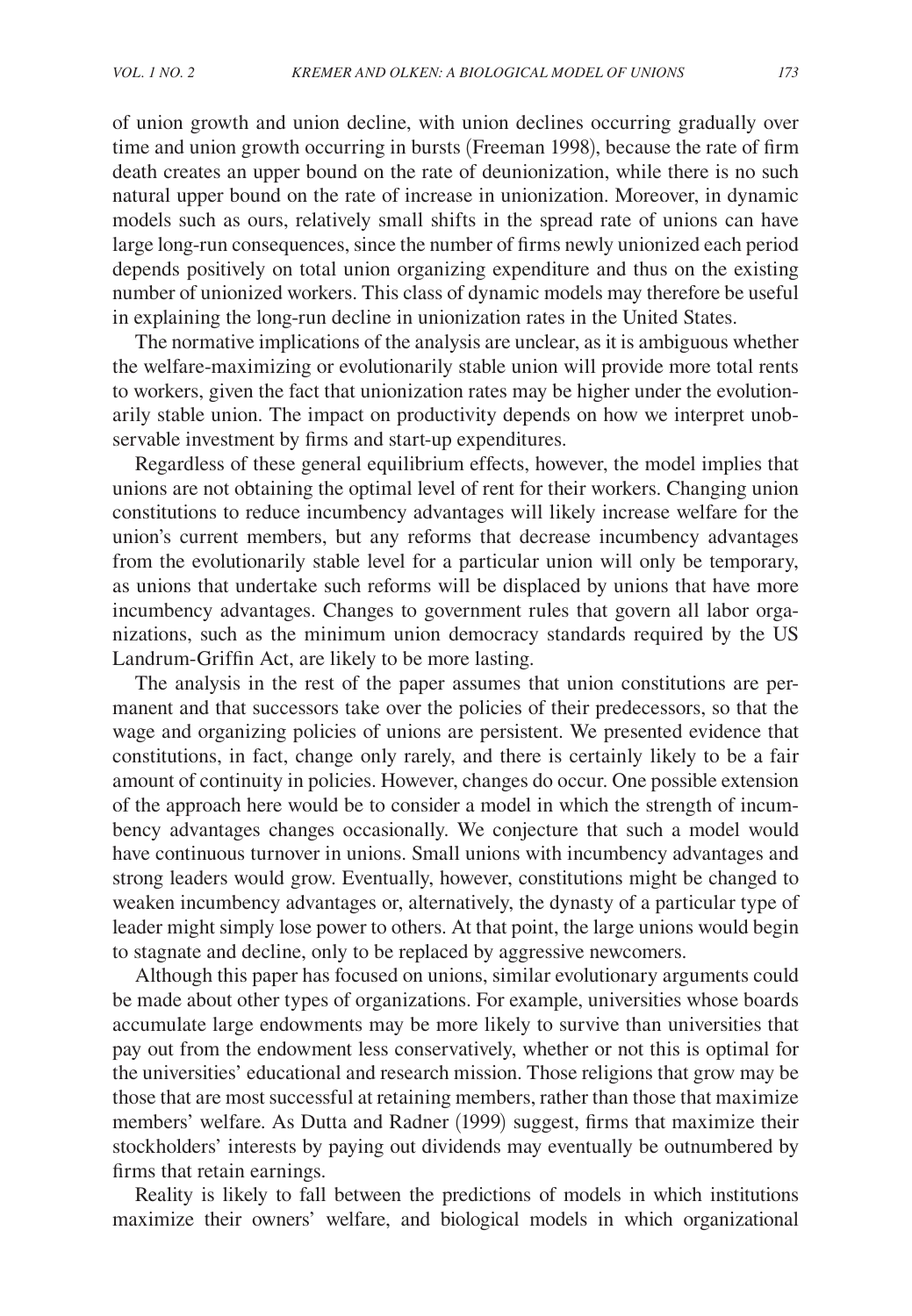of union growth and union decline, with union declines occurring gradually over time and union growth occurring in bursts (Freeman 1998), because the rate of firm death creates an upper bound on the rate of deunionization, while there is no such natural upper bound on the rate of increase in unionization. Moreover, in dynamic models such as ours, relatively small shifts in the spread rate of unions can have large long-run consequences, since the number of firms newly unionized each period depends positively on total union organizing expenditure and thus on the existing number of unionized workers. This class of dynamic models may therefore be useful in explaining the long-run decline in unionization rates in the United States.

The normative implications of the analysis are unclear, as it is ambiguous whether the welfare-maximizing or evolutionarily stable union will provide more total rents to workers, given the fact that unionization rates may be higher under the evolutionarily stable union. The impact on productivity depends on how we interpret unobservable investment by firms and start-up expenditures.

Regardless of these general equilibrium effects, however, the model implies that unions are not obtaining the optimal level of rent for their workers. Changing union constitutions to reduce incumbency advantages will likely increase welfare for the union's current members, but any reforms that decrease incumbency advantages from the evolutionarily stable level for a particular union will only be temporary, as unions that undertake such reforms will be displaced by unions that have more incumbency advantages. Changes to government rules that govern all labor organizations, such as the minimum union democracy standards required by the US Landrum-Griffin Act, are likely to be more lasting.

The analysis in the rest of the paper assumes that union constitutions are permanent and that successors take over the policies of their predecessors, so that the wage and organizing policies of unions are persistent. We presented evidence that constitutions, in fact, change only rarely, and there is certainly likely to be a fair amount of continuity in policies. However, changes do occur. One possible extension of the approach here would be to consider a model in which the strength of incumbency advantages changes occasionally. We conjecture that such a model would have continuous turnover in unions. Small unions with incumbency advantages and strong leaders would grow. Eventually, however, constitutions might be changed to weaken incumbency advantages or, alternatively, the dynasty of a particular type of leader might simply lose power to others. At that point, the large unions would begin to stagnate and decline, only to be replaced by aggressive newcomers.

Although this paper has focused on unions, similar evolutionary arguments could be made about other types of organizations. For example, universities whose boards accumulate large endowments may be more likely to survive than universities that pay out from the endowment less conservatively, whether or not this is optimal for the universities' educational and research mission. Those religions that grow may be those that are most successful at retaining members, rather than those that maximize members' welfare. As Dutta and Radner (1999) suggest, firms that maximize their stockholders' interests by paying out dividends may eventually be outnumbered by firms that retain earnings.

Reality is likely to fall between the predictions of models in which institutions maximize their owners' welfare, and biological models in which organizational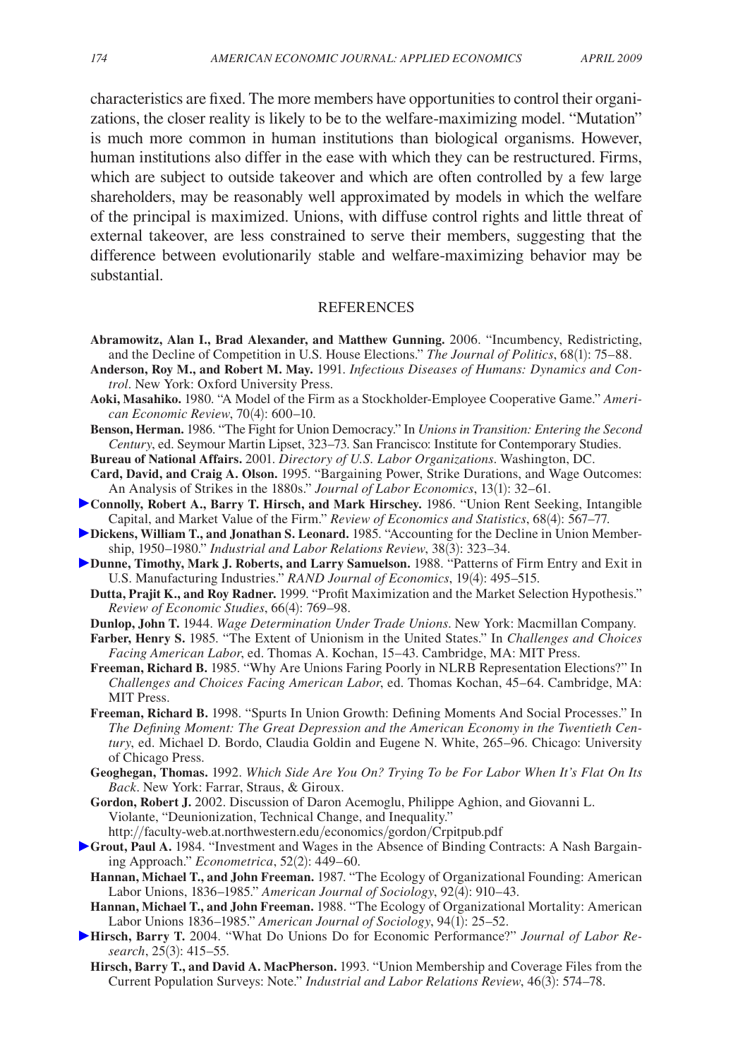characteristics are fixed. The more members have opportunities to control their organizations, the closer reality is likely to be to the welfare-maximizing model. "Mutation" is much more common in human institutions than biological organisms. However, human institutions also differ in the ease with which they can be restructured. Firms, which are subject to outside takeover and which are often controlled by a few large shareholders, may be reasonably well approximated by models in which the welfare of the principal is maximized. Unions, with diffuse control rights and little threat of external takeover, are less constrained to serve their members, suggesting that the difference between evolutionarily stable and welfare-maximizing behavior may be substantial.

## REFERENCES

**Abramowitz, Alan I., Brad Alexander, and Matthew Gunning.** 2006. "Incumbency, Redistricting, and the Decline of Competition in U.S. House Elections." *The Journal of Politics*, 68(1): 75–88.

**Anderson, Roy M., and Robert M. May.** 1991. *Infectious Diseases of Humans: Dynamics and Control*. New York: Oxford University Press.

**Aoki, Masahiko.** 1980. "A Model of the Firm as a Stockholder-Employee Cooperative Game." *American Economic Review*, 70(4): 600–10.

**Benson, Herman.** 1986. "The Fight for Union Democracy." In *Unions in Transition: Entering the Second Century*, ed. Seymour Martin Lipset, 323–73. San Francisco: Institute for Contemporary Studies.

**Bureau of National Affairs.** 2001. *Directory of U.S. Labor Organizations*. Washington, DC.

**Card, David, and Craig A. Olson.** 1995. "Bargaining Power, Strike Durations, and Wage Outcomes: An Analysis of Strikes in the 1880s." *Journal of Labor Economics*, 13(1): 32–61.

**Connolly, Robert A., Barry T. Hirsch, and Mark Hirschey.** 1986. "Union Rent Seeking, Intangible Capital, and Market Value of the Firm." *Review of Economics and Statistics*, 68(4): 567–77.

**Dickens, William T., and Jonathan S. Leonard.** 1985. "Accounting for the Decline in Union Membership, 1950–1980." *Industrial and Labor Relations Review*, 38(3): 323–34.

**Dunne, Timothy, Mark J. Roberts, and Larry Samuelson.** 1988. "Patterns of Firm Entry and Exit in U.S. Manufacturing Industries." *RAND Journal of Economics*, 19(4): 495–515.

**Dutta, Prajit K., and Roy Radner.** 1999. "Profit Maximization and the Market Selection Hypothesis." *Review of Economic Studies*, 66(4): 769–98.

**Dunlop, John T.** 1944. *Wage Determination Under Trade Unions*. New York: Macmillan Company.

**Farber, Henry S.** 1985. "The Extent of Unionism in the United States." In *Challenges and Choices Facing American Labor*, ed. Thomas A. Kochan, 15–43. Cambridge, MA: MIT Press.

**Freeman, Richard B.** 1985. "Why Are Unions Faring Poorly in NLRB Representation Elections?" In *Challenges and Choices Facing American Labor*, ed. Thomas Kochan, 45–64. Cambridge, MA: MIT Press.

**Freeman, Richard B.** 1998. "Spurts In Union Growth: Defining Moments And Social Processes." In *The Defining Moment: The Great Depression and the American Economy in the Twentieth Century*, ed. Michael D. Bordo, Claudia Goldin and Eugene N. White, 265–96. Chicago: University of Chicago Press.

**Geoghegan, Thomas.** 1992. *Which Side Are You On? Trying To be For Labor When It's Flat On Its Back*. New York: Farrar, Straus, & Giroux.

**Gordon, Robert J.** 2002. Discussion of Daron Acemoglu, Philippe Aghion, and Giovanni L. Violante, "Deunionization, Technical Change, and Inequality." http://faculty-web.at.northwestern.edu/economics/gordon/Crpitpub.pdf

**Grout, Paul A.** 1984. "Investment and Wages in the Absence of Binding Contracts: A Nash Bargaining Approach." *Econometrica*, 52(2): 449–60.

**Hannan, Michael T., and John Freeman.** 1987. "The Ecology of Organizational Founding: American Labor Unions, 1836–1985." *American Journal of Sociology*, 92(4): 910–43.

**Hannan, Michael T., and John Freeman.** 1988. "The Ecology of Organizational Mortality: American Labor Unions 1836–1985." *American Journal of Sociology*, 94(1): 25–52.

**Hirsch, Barry T.** 2004. "What Do Unions Do for Economic Performance?" *Journal of Labor Research*, 25(3): 415–55.

**Hirsch, Barry T., and David A. MacPherson.** 1993. "Union Membership and Coverage Files from the Current Population Surveys: Note." *Industrial and Labor Relations Review*, 46(3): 574–78.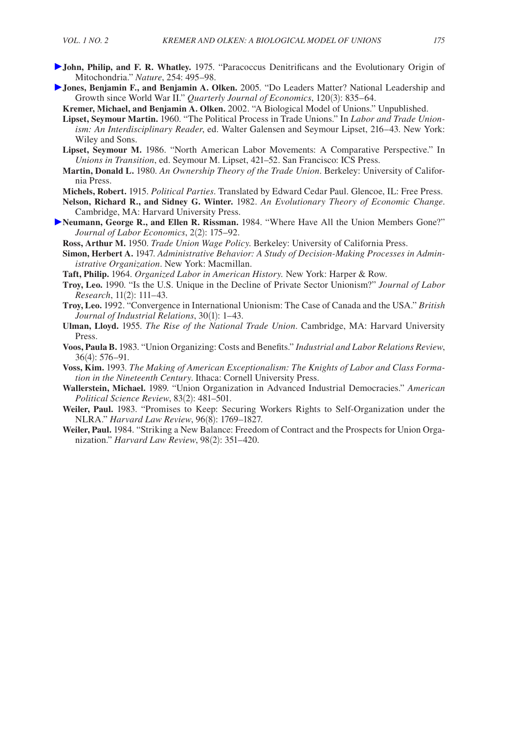**John, Philip, and F. R. Whatley.** 1975. "Paracoccus Denitrificans and the Evolutionary Origin of Mitochondria." *Nature*, 254: 495–98.

**Jones, Benjamin F., and Benjamin A. Olken.** 2005. "Do Leaders Matter? National Leadership and Growth since World War II." *Quarterly Journal of Economics*, 120(3): 835–64.

**Kremer, Michael, and Benjamin A. Olken.** 2002. "A Biological Model of Unions." Unpublished.

**Lipset, Seymour Martin.** 1960. "The Political Process in Trade Unions." In *Labor and Trade Unionism: An Interdisciplinary Reader*, ed. Walter Galensen and Seymour Lipset, 216–43. New York: Wiley and Sons.

**Lipset, Seymour M.** 1986. "North American Labor Movements: A Comparative Perspective." In *Unions in Transition*, ed. Seymour M. Lipset, 421–52. San Francisco: ICS Press.

**Martin, Donald L.** 1980. *An Ownership Theory of the Trade Union*. Berkeley: University of California Press.

**Michels, Robert.** 1915. *Political Parties*. Translated by Edward Cedar Paul. Glencoe, IL: Free Press.

**Nelson, Richard R., and Sidney G. Winter.** 1982. *An Evolutionary Theory of Economic Change*. Cambridge, MA: Harvard University Press.

**Neumann, George R., and Ellen R. Rissman.** 1984. "Where Have All the Union Members Gone?" *Journal of Labor Economics*, 2(2): 175–92.

**Ross, Arthur M.** 1950. *Trade Union Wage Policy*. Berkeley: University of California Press.

**Simon, Herbert A.** 1947. *Administrative Behavior: A Study of Decision-Making Processes in Administrative Organization*. New York: Macmillan.

**Taft, Philip.** 1964. *Organized Labor in American History*. New York: Harper & Row.

**Troy, Leo.** 1990. "Is the U.S. Unique in the Decline of Private Sector Unionism?" *Journal of Labor Research*, 11(2): 111–43.

**Troy, Leo.** 1992. "Convergence in International Unionism: The Case of Canada and the USA." *British Journal of Industrial Relations*, 30(1): 1–43.

**Ulman, Lloyd.** 1955. *The Rise of the National Trade Union*. Cambridge, MA: Harvard University Press.

**Voos, Paula B.** 1983. "Union Organizing: Costs and Benefits." *Industrial and Labor Relations Review*, 36(4): 576–91.

**Voss, Kim.** 1993. *The Making of American Exceptionalism: The Knights of Labor and Class Formation in the Nineteenth Century*. Ithaca: Cornell University Press.

**Wallerstein, Michael.** 1989. "Union Organization in Advanced Industrial Democracies." *American Political Science Review*, 83(2): 481–501.

**Weiler, Paul.** 1983. "Promises to Keep: Securing Workers Rights to Self-Organization under the NLRA." *Harvard Law Review*, 96(8): 1769–1827.

**Weiler, Paul.** 1984. "Striking a New Balance: Freedom of Contract and the Prospects for Union Organization." *Harvard Law Review*, 98(2): 351–420.